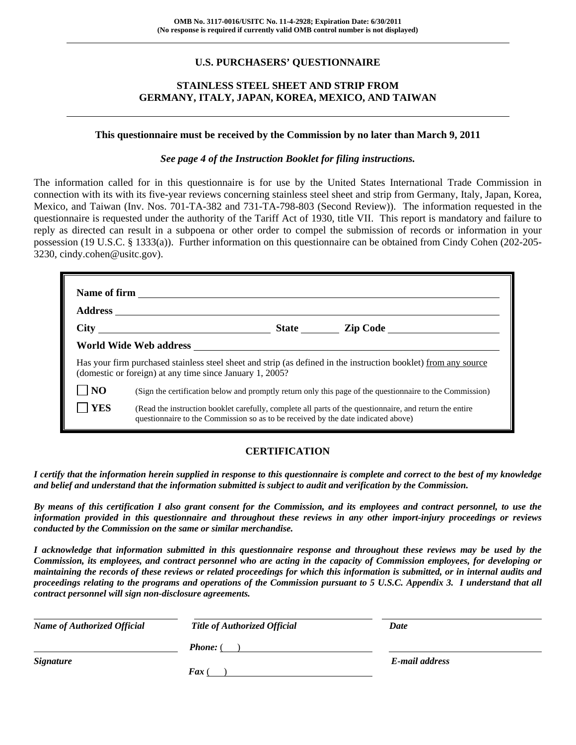**OMB No. 3117-0016/USITC No. 11-4-2928; Expiration Date: 6/30/2011**
**(No response is required if currently valid OMB control number is not displayed)**

---

# U.S. PURCHASERS' QUESTIONNAIRE

## STAINLESS STEEL SHEET AND STRIP FROM GERMANY, ITALY, JAPAN, KOREA, MEXICO, AND TAIWAN

---

**This questionnaire must be received by the Commission by no later than March 9, 2011**

***See page 4 of the Instruction Booklet for filing instructions.***

The information called for in this questionnaire is for use by the United States International Trade Commission in connection with its with its five-year reviews concerning stainless steel sheet and strip from Germany, Italy, Japan, Korea, Mexico, and Taiwan (Inv. Nos. 701-TA-382 and 731-TA-798-803 (Second Review)). The information requested in the questionnaire is requested under the authority of the Tariff Act of 1930, title VII. This report is mandatory and failure to reply as directed can result in a subpoena or other order to compel the submission of records or information in your possession (19 U.S.C. § 1333(a)). Further information on this questionnaire can be obtained from Cindy Cohen (202-205-3230, cindy.cohen@usitc.gov).

**Name of firm** ______________________________

**Address** ______________________________

**City** ______________ **State** ________ **Zip Code** ______________

**World Wide Web address** ______________________________

Has your firm purchased stainless steel sheet and strip (as defined in the instruction booklet) from any source (domestic or foreign) at any time since January 1, 2005?

☐ **NO** (Sign the certification below and promptly return only this page of the questionnaire to the Commission)

☐ **YES** (Read the instruction booklet carefully, complete all parts of the questionnaire, and return the entire questionnaire to the Commission so as to be received by the date indicated above)

## CERTIFICATION

***I certify that the information herein supplied in response to this questionnaire is complete and correct to the best of my knowledge and belief and understand that the information submitted is subject to audit and verification by the Commission.***

***By means of this certification I also grant consent for the Commission, and its employees and contract personnel, to use the information provided in this questionnaire and throughout these reviews in any other import-injury proceedings or reviews conducted by the Commission on the same or similar merchandise.***

***I acknowledge that information submitted in this questionnaire response and throughout these reviews may be used by the Commission, its employees, and contract personnel who are acting in the capacity of Commission employees, for developing or maintaining the records of these reviews or related proceedings for which this information is submitted, or in internal audits and proceedings relating to the programs and operations of the Commission pursuant to 5 U.S.C. Appendix 3. I understand that all contract personnel will sign non-disclosure agreements.***

| | | |
|---|---|---|
| ______________________ | ______________________ | ______________________ |
| ***Name of Authorized Official*** | ***Title of Authorized Official*** | ***Date*** |
| ______________________ | ***Phone:*** ( ) ______________ | ______________________ |
| ***Signature*** | ***Fax*** ( ) ______________ | ***E-mail address*** |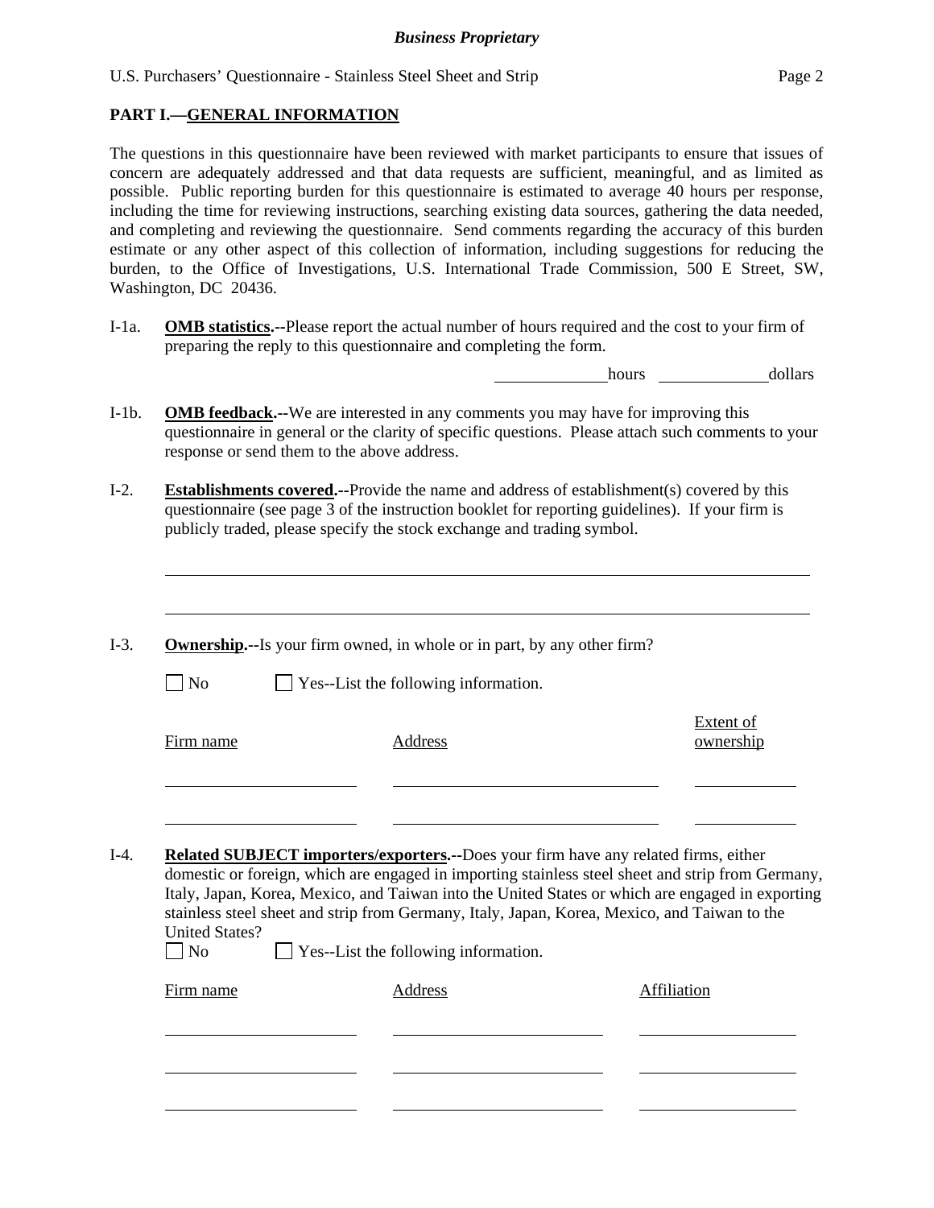## PART I.—GENERAL INFORMATION

The questions in this questionnaire have been reviewed with market participants to ensure that issues of concern are adequately addressed and that data requests are sufficient, meaningful, and as limited as possible. Public reporting burden for this questionnaire is estimated to average 40 hours per response, including the time for reviewing instructions, searching existing data sources, gathering the data needed, and completing and reviewing the questionnaire. Send comments regarding the accuracy of this burden estimate or any other aspect of this collection of information, including suggestions for reducing the burden, to the Office of Investigations, U.S. International Trade Commission, 500 E Street, SW, Washington, DC 20436.

I-1a. **OMB statistics.**--Please report the actual number of hours required and the cost to your firm of preparing the reply to this questionnaire and completing the form.

\_\_\_\_\_\_\_\_\_\_ hours \_\_\_\_\_\_\_\_\_\_ dollars

I-1b. **OMB feedback.**--We are interested in any comments you may have for improving this questionnaire in general or the clarity of specific questions. Please attach such comments to your response or send them to the above address.

I-2. **Establishments covered.**--Provide the name and address of establishment(s) covered by this questionnaire (see page 3 of the instruction booklet for reporting guidelines). If your firm is publicly traded, please specify the stock exchange and trading symbol.

\_\_\_\_\_\_\_\_\_\_\_\_\_\_\_\_\_\_\_\_\_\_\_\_\_\_\_\_\_\_\_\_\_\_\_\_\_\_\_\_\_\_\_\_

\_\_\_\_\_\_\_\_\_\_\_\_\_\_\_\_\_\_\_\_\_\_\_\_\_\_\_\_\_\_\_\_\_\_\_\_\_\_\_\_\_\_\_\_

I-3. **Ownership.**--Is your firm owned, in whole or in part, by any other firm?

☐ No ☐ Yes--List the following information.

| Firm name | Address | Extent of ownership |
|---|---|---|
| | | |
| | | |

I-4. **Related SUBJECT importers/exporters.**--Does your firm have any related firms, either domestic or foreign, which are engaged in importing stainless steel sheet and strip from Germany, Italy, Japan, Korea, Mexico, and Taiwan into the United States or which are engaged in exporting stainless steel sheet and strip from Germany, Italy, Japan, Korea, Mexico, and Taiwan to the United States?

☐ No ☐ Yes--List the following information.

| Firm name | Address | Affiliation |
|---|---|---|
| | | |
| | | |
| | | |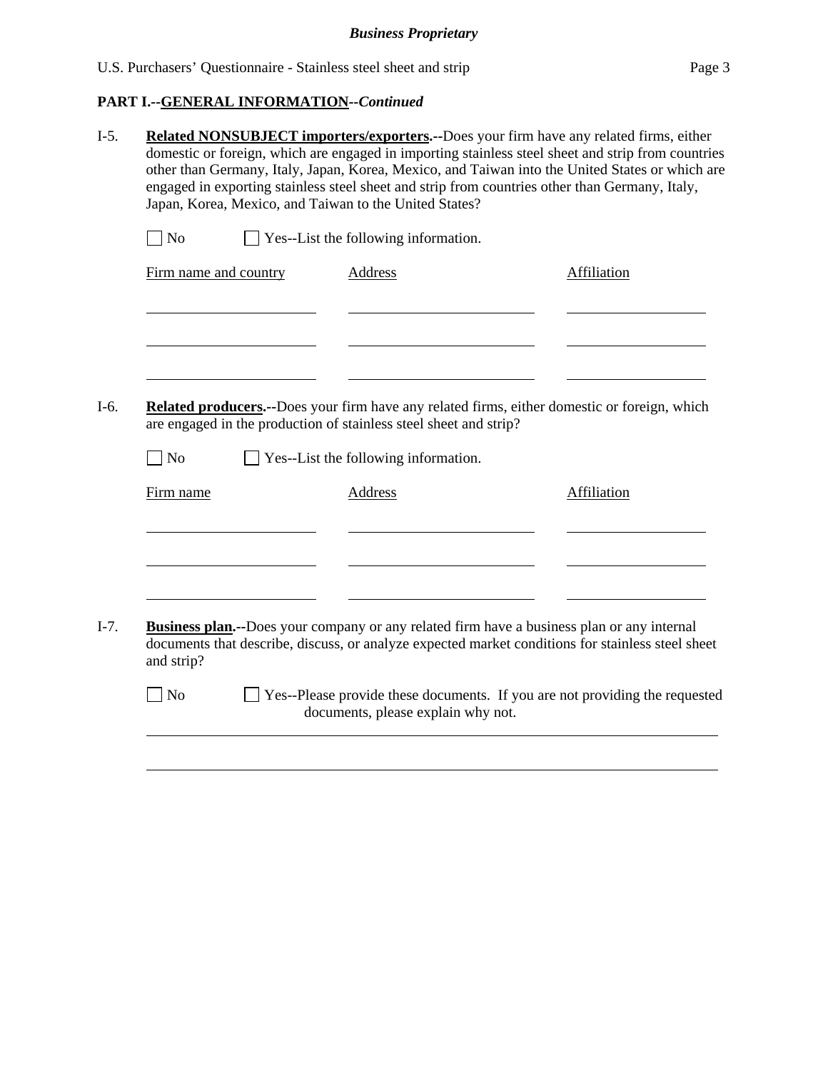## PART I.--GENERAL INFORMATION--*Continued*

I-5. **Related NONSUBJECT importers/exporters.--**Does your firm have any related firms, either domestic or foreign, which are engaged in importing stainless steel sheet and strip from countries other than Germany, Italy, Japan, Korea, Mexico, and Taiwan into the United States or which are engaged in exporting stainless steel sheet and strip from countries other than Germany, Italy, Japan, Korea, Mexico, and Taiwan to the United States?

☐ No ☐ Yes--List the following information.

| Firm name and country | Address | Affiliation |
| --- | --- | --- |
| | | |
| | | |
| | | |

I-6. **Related producers.--**Does your firm have any related firms, either domestic or foreign, which are engaged in the production of stainless steel sheet and strip?

☐ No ☐ Yes--List the following information.

| Firm name | Address | Affiliation |
| --- | --- | --- |
| | | |
| | | |
| | | |

I-7. **Business plan.--**Does your company or any related firm have a business plan or any internal documents that describe, discuss, or analyze expected market conditions for stainless steel sheet and strip?

☐ No ☐ Yes--Please provide these documents. If you are not providing the requested documents, please explain why not.

\_\_\_\_\_\_\_\_\_\_\_\_\_\_\_\_\_\_\_\_\_\_\_\_\_\_\_\_\_\_\_\_\_\_\_\_\_\_\_\_\_\_\_\_\_\_\_\_\_\_\_\_\_\_\_\_\_\_\_\_\_\_\_\_\_\_\_\_\_\_\_\_\_\_\_\_\_\_

\_\_\_\_\_\_\_\_\_\_\_\_\_\_\_\_\_\_\_\_\_\_\_\_\_\_\_\_\_\_\_\_\_\_\_\_\_\_\_\_\_\_\_\_\_\_\_\_\_\_\_\_\_\_\_\_\_\_\_\_\_\_\_\_\_\_\_\_\_\_\_\_\_\_\_\_\_\_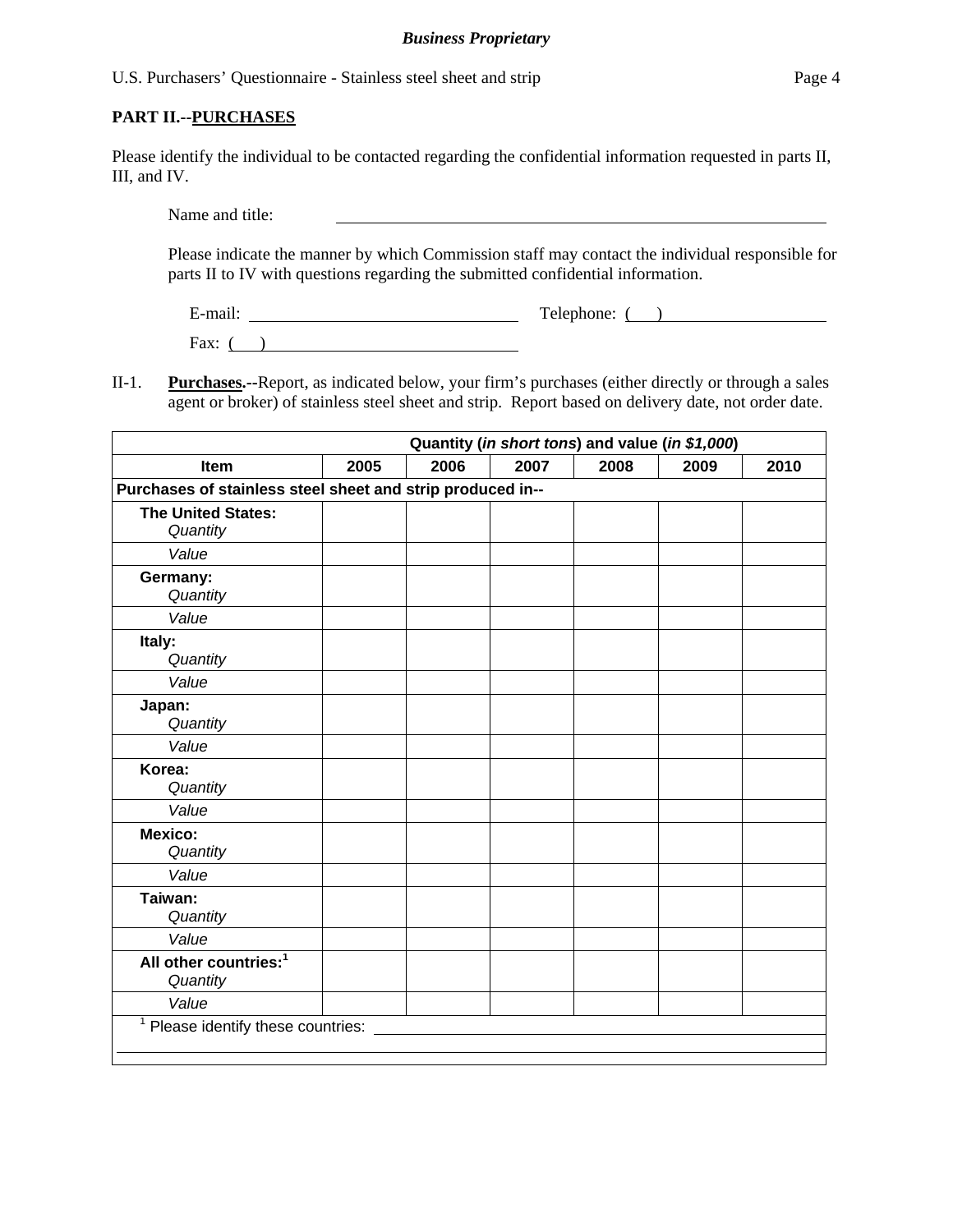## PART II.--PURCHASES

Please identify the individual to be contacted regarding the confidential information requested in parts II, III, and IV.

Name and title: \_\_\_\_\_\_\_\_\_\_\_\_\_\_\_\_\_\_\_\_\_\_\_\_\_\_\_\_\_\_\_\_\_\_\_\_\_\_\_\_

Please indicate the manner by which Commission staff may contact the individual responsible for parts II to IV with questions regarding the submitted confidential information.

E-mail: \_\_\_\_\_\_\_\_\_\_\_\_\_\_\_\_\_\_\_\_\_\_\_\_ Telephone: ( ) \_\_\_\_\_\_\_\_\_\_\_\_\_\_\_\_

Fax: ( ) \_\_\_\_\_\_\_\_\_\_\_\_\_\_\_\_\_\_\_\_\_\_\_\_

II-1. **Purchases.**--Report, as indicated below, your firm's purchases (either directly or through a sales agent or broker) of stainless steel sheet and strip. Report based on delivery date, not order date.

| | Quantity (*in short tons*) and value (*in $1,000*) | | | | | |
|---|---|---|---|---|---|---|
| **Item** | **2005** | **2006** | **2007** | **2008** | **2009** | **2010** |
| **Purchases of stainless steel sheet and strip produced in--** | | | | | | |
| **The United States:** *Quantity* | | | | | | |
| *Value* | | | | | | |
| **Germany:** *Quantity* | | | | | | |
| *Value* | | | | | | |
| **Italy:** *Quantity* | | | | | | |
| *Value* | | | | | | |
| **Japan:** *Quantity* | | | | | | |
| *Value* | | | | | | |
| **Korea:** *Quantity* | | | | | | |
| *Value* | | | | | | |
| **Mexico:** *Quantity* | | | | | | |
| *Value* | | | | | | |
| **Taiwan:** *Quantity* | | | | | | |
| *Value* | | | | | | |
| **All other countries:**[1] *Quantity* | | | | | | |
| *Value* | | | | | | |

[1] Please identify these countries: \_\_\_\_\_\_\_\_\_\_\_\_\_\_\_\_\_\_\_\_\_\_\_\_\_\_\_\_\_\_\_\_\_\_\_\_\_\_\_\_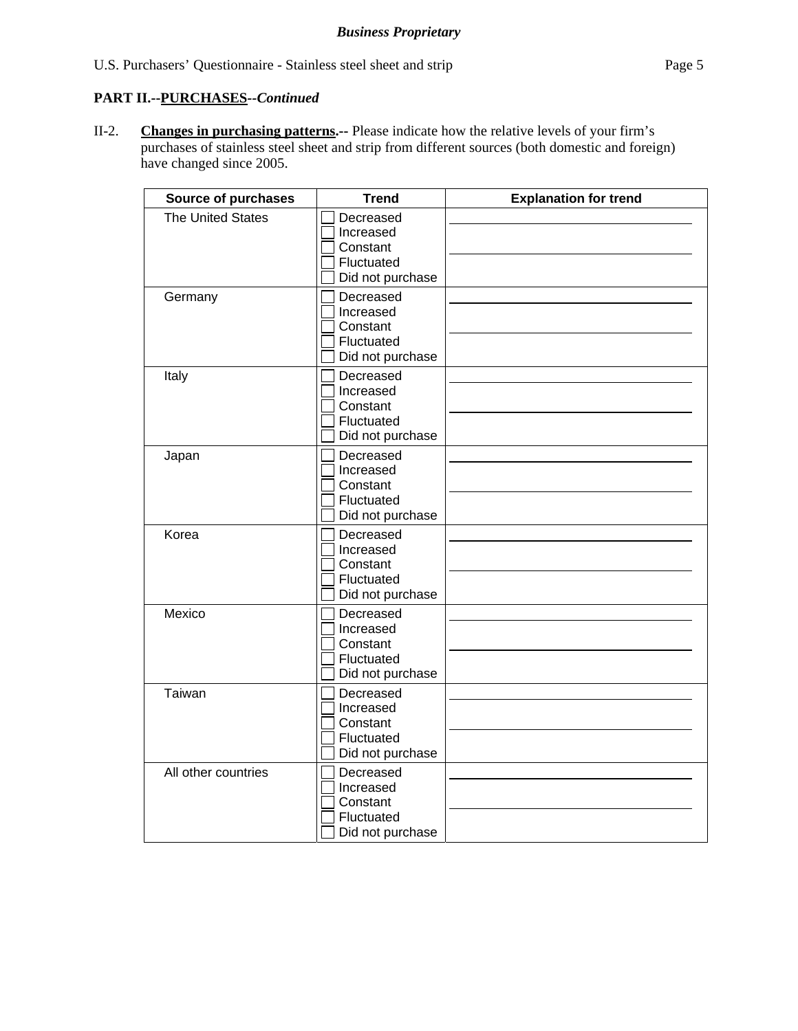**PART II.--PURCHASES--*Continued***

II-2. **Changes in purchasing patterns.--** Please indicate how the relative levels of your firm's purchases of stainless steel sheet and strip from different sources (both domestic and foreign) have changed since 2005.

| Source of purchases | Trend | Explanation for trend |
|---|---|---|
| The United States | ☐ Decreased<br>☐ Increased<br>☐ Constant<br>☐ Fluctuated<br>☐ Did not purchase | |
| Germany | ☐ Decreased<br>☐ Increased<br>☐ Constant<br>☐ Fluctuated<br>☐ Did not purchase | |
| Italy | ☐ Decreased<br>☐ Increased<br>☐ Constant<br>☐ Fluctuated<br>☐ Did not purchase | |
| Japan | ☐ Decreased<br>☐ Increased<br>☐ Constant<br>☐ Fluctuated<br>☐ Did not purchase | |
| Korea | ☐ Decreased<br>☐ Increased<br>☐ Constant<br>☐ Fluctuated<br>☐ Did not purchase | |
| Mexico | ☐ Decreased<br>☐ Increased<br>☐ Constant<br>☐ Fluctuated<br>☐ Did not purchase | |
| Taiwan | ☐ Decreased<br>☐ Increased<br>☐ Constant<br>☐ Fluctuated<br>☐ Did not purchase | |
| All other countries | ☐ Decreased<br>☐ Increased<br>☐ Constant<br>☐ Fluctuated<br>☐ Did not purchase | |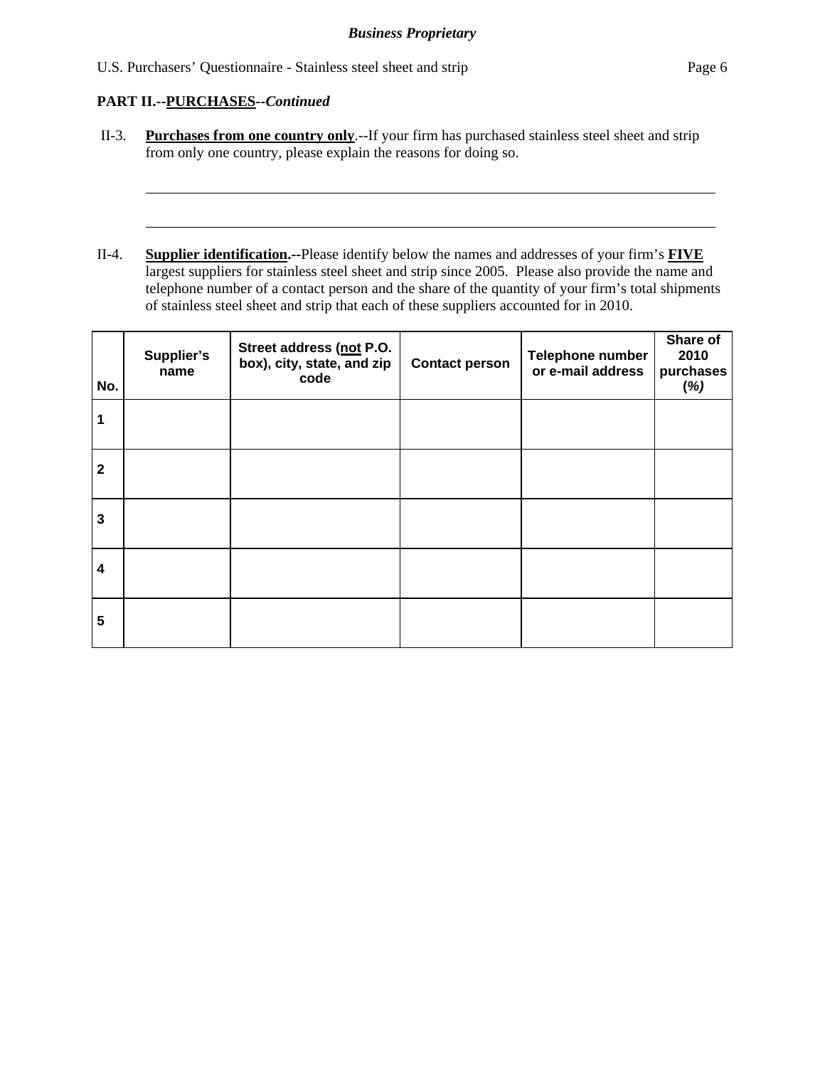**PART II.--PURCHASES--*Continued***

II-3. **Purchases from one country only**.--If your firm has purchased stainless steel sheet and strip from only one country, please explain the reasons for doing so.

\_\_\_\_\_\_\_\_\_\_\_\_\_\_\_\_\_\_\_\_\_\_\_\_\_\_\_\_\_\_\_\_\_\_\_\_\_\_\_\_\_\_\_\_\_\_\_\_\_\_\_\_\_\_\_\_\_\_\_\_\_\_\_\_\_\_\_\_\_\_\_\_\_\_\_\_

\_\_\_\_\_\_\_\_\_\_\_\_\_\_\_\_\_\_\_\_\_\_\_\_\_\_\_\_\_\_\_\_\_\_\_\_\_\_\_\_\_\_\_\_\_\_\_\_\_\_\_\_\_\_\_\_\_\_\_\_\_\_\_\_\_\_\_\_\_\_\_\_\_\_\_\_

II-4. **Supplier identification.**--Please identify below the names and addresses of your firm's **FIVE** largest suppliers for stainless steel sheet and strip since 2005. Please also provide the name and telephone number of a contact person and the share of the quantity of your firm's total shipments of stainless steel sheet and strip that each of these suppliers accounted for in 2010.

| No. | Supplier's name | Street address (not P.O. box), city, state, and zip code | Contact person | Telephone number or e-mail address | Share of 2010 purchases (*%)* |
|---|---|---|---|---|---|
| 1 | | | | | |
| 2 | | | | | |
| 3 | | | | | |
| 4 | | | | | |
| 5 | | | | | |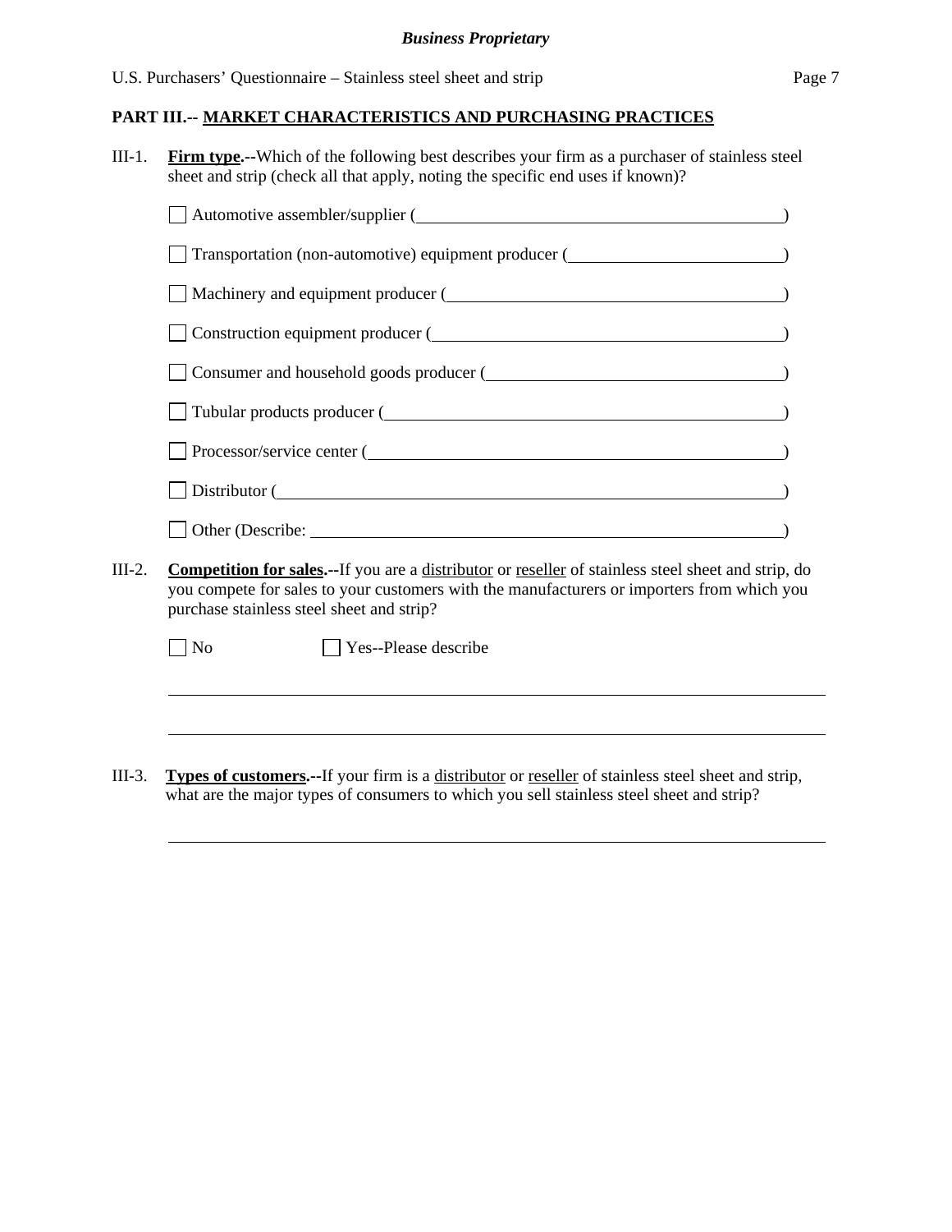## PART III.-- MARKET CHARACTERISTICS AND PURCHASING PRACTICES

III-1. **Firm type.--**Which of the following best describes your firm as a purchaser of stainless steel sheet and strip (check all that apply, noting the specific end uses if known)?

- ☐ Automotive assembler/supplier (______________________________)
- ☐ Transportation (non-automotive) equipment producer (______________________________)
- ☐ Machinery and equipment producer (______________________________)
- ☐ Construction equipment producer (______________________________)
- ☐ Consumer and household goods producer (______________________________)
- ☐ Tubular products producer (______________________________)
- ☐ Processor/service center (______________________________)
- ☐ Distributor (______________________________)
- ☐ Other (Describe: ______________________________)

III-2. **Competition for sales.--**If you are a distributor or reseller of stainless steel sheet and strip, do you compete for sales to your customers with the manufacturers or importers from which you purchase stainless steel sheet and strip?

☐ No ☐ Yes--Please describe

______________________________________________________________

______________________________________________________________

III-3. **Types of customers.--**If your firm is a distributor or reseller of stainless steel sheet and strip, what are the major types of consumers to which you sell stainless steel sheet and strip?

______________________________________________________________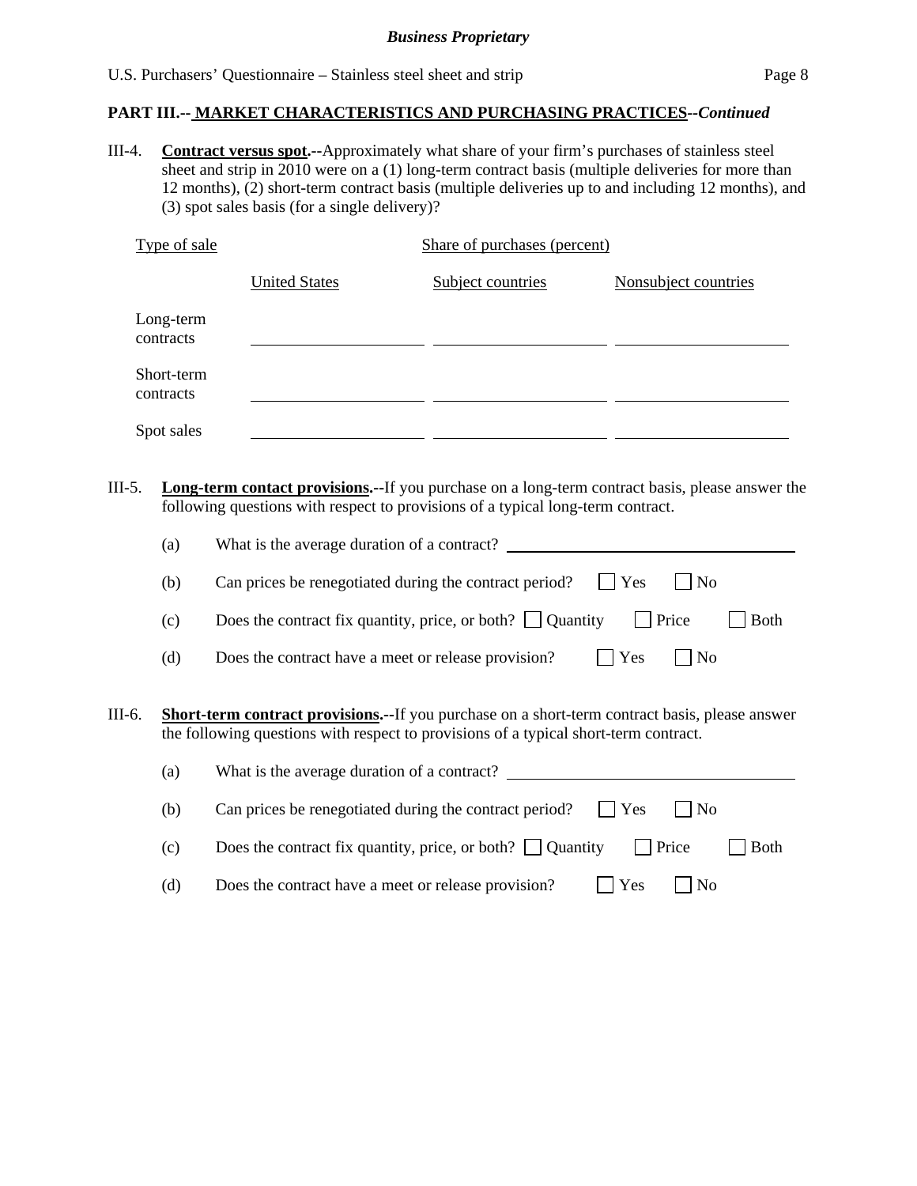**PART III.-- MARKET CHARACTERISTICS AND PURCHASING PRACTICES--*Continued***

III-4. **Contract versus spot.--**Approximately what share of your firm's purchases of stainless steel sheet and strip in 2010 were on a (1) long-term contract basis (multiple deliveries for more than 12 months), (2) short-term contract basis (multiple deliveries up to and including 12 months), and (3) spot sales basis (for a single delivery)?

| Type of sale | Share of purchases (percent) | | |
|---|---|---|---|
| | United States | Subject countries | Nonsubject countries |
| Long-term contracts | \_\_\_\_\_\_\_\_\_\_ | \_\_\_\_\_\_\_\_\_\_ | \_\_\_\_\_\_\_\_\_\_ |
| Short-term contracts | \_\_\_\_\_\_\_\_\_\_ | \_\_\_\_\_\_\_\_\_\_ | \_\_\_\_\_\_\_\_\_\_ |
| Spot sales | \_\_\_\_\_\_\_\_\_\_ | \_\_\_\_\_\_\_\_\_\_ | \_\_\_\_\_\_\_\_\_\_ |

III-5. **Long-term contact provisions.--**If you purchase on a long-term contract basis, please answer the following questions with respect to provisions of a typical long-term contract.

(a) What is the average duration of a contract? \_\_\_\_\_\_\_\_\_\_\_\_\_\_\_\_\_\_\_\_

(b) Can prices be renegotiated during the contract period? ☐ Yes ☐ No

(c) Does the contract fix quantity, price, or both? ☐ Quantity ☐ Price ☐ Both

(d) Does the contract have a meet or release provision? ☐ Yes ☐ No

III-6. **Short-term contract provisions.--**If you purchase on a short-term contract basis, please answer the following questions with respect to provisions of a typical short-term contract.

(a) What is the average duration of a contract? \_\_\_\_\_\_\_\_\_\_\_\_\_\_\_\_\_\_\_\_

(b) Can prices be renegotiated during the contract period? ☐ Yes ☐ No

(c) Does the contract fix quantity, price, or both? ☐ Quantity ☐ Price ☐ Both

(d) Does the contract have a meet or release provision? ☐ Yes ☐ No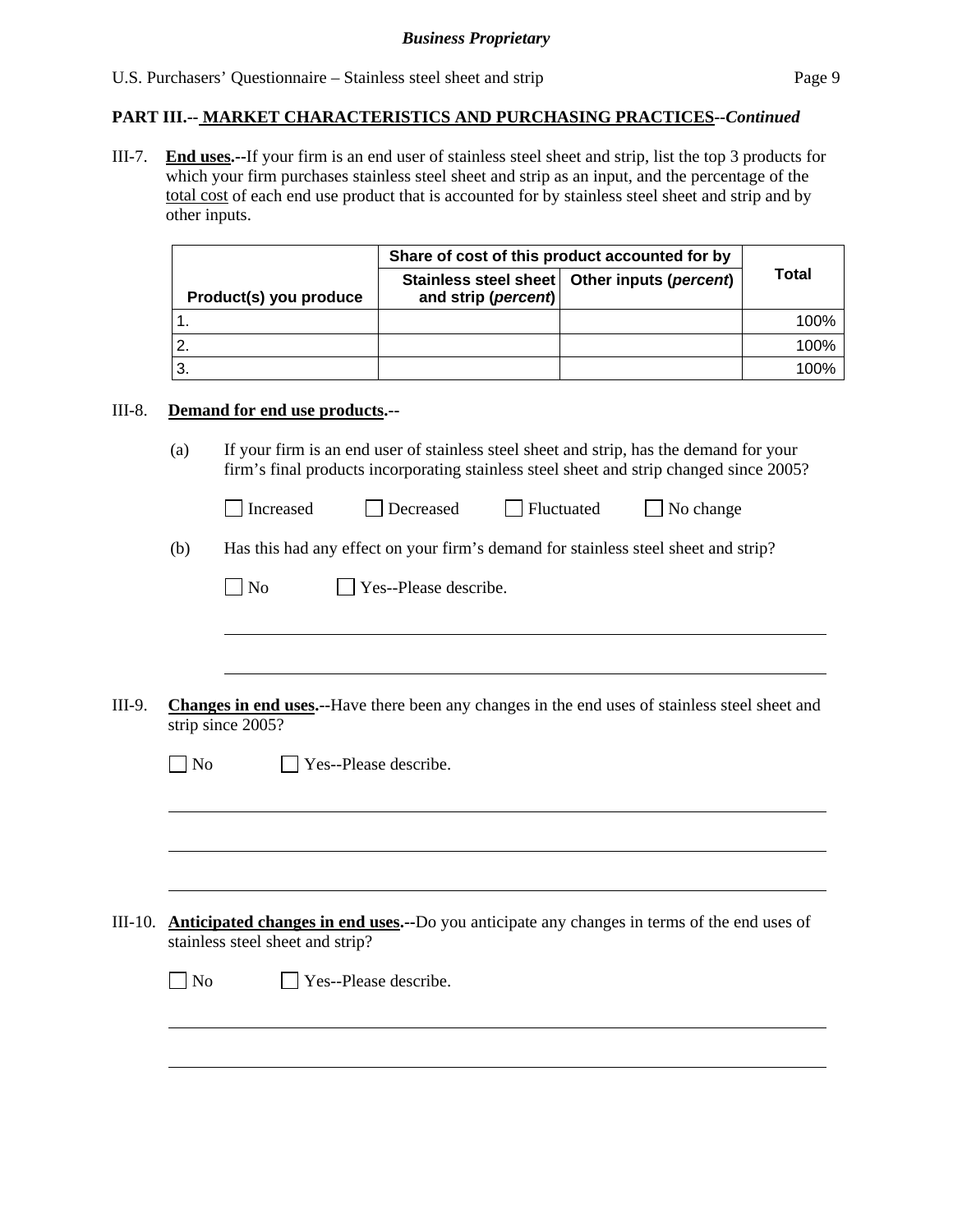**PART III.-- MARKET CHARACTERISTICS AND PURCHASING PRACTICES--*Continued***

III-7. **End uses.**--If your firm is an end user of stainless steel sheet and strip, list the top 3 products for which your firm purchases stainless steel sheet and strip as an input, and the percentage of the total cost of each end use product that is accounted for by stainless steel sheet and strip and by other inputs.

| Product(s) you produce | Share of cost of this product accounted for by | | Total |
|---|---|---|---|
| | Stainless steel sheet and strip (*percent*) | Other inputs (*percent*) | |
| 1. | | | 100% |
| 2. | | | 100% |
| 3. | | | 100% |

III-8. **Demand for end use products.**--

(a) If your firm is an end user of stainless steel sheet and strip, has the demand for your firm's final products incorporating stainless steel sheet and strip changed since 2005?

☐ Increased ☐ Decreased ☐ Fluctuated ☐ No change

(b) Has this had any effect on your firm's demand for stainless steel sheet and strip?

☐ No ☐ Yes--Please describe.

III-9. **Changes in end uses.**--Have there been any changes in the end uses of stainless steel sheet and strip since 2005?

☐ No ☐ Yes--Please describe.

III-10. **Anticipated changes in end uses.**--Do you anticipate any changes in terms of the end uses of stainless steel sheet and strip?

☐ No ☐ Yes--Please describe.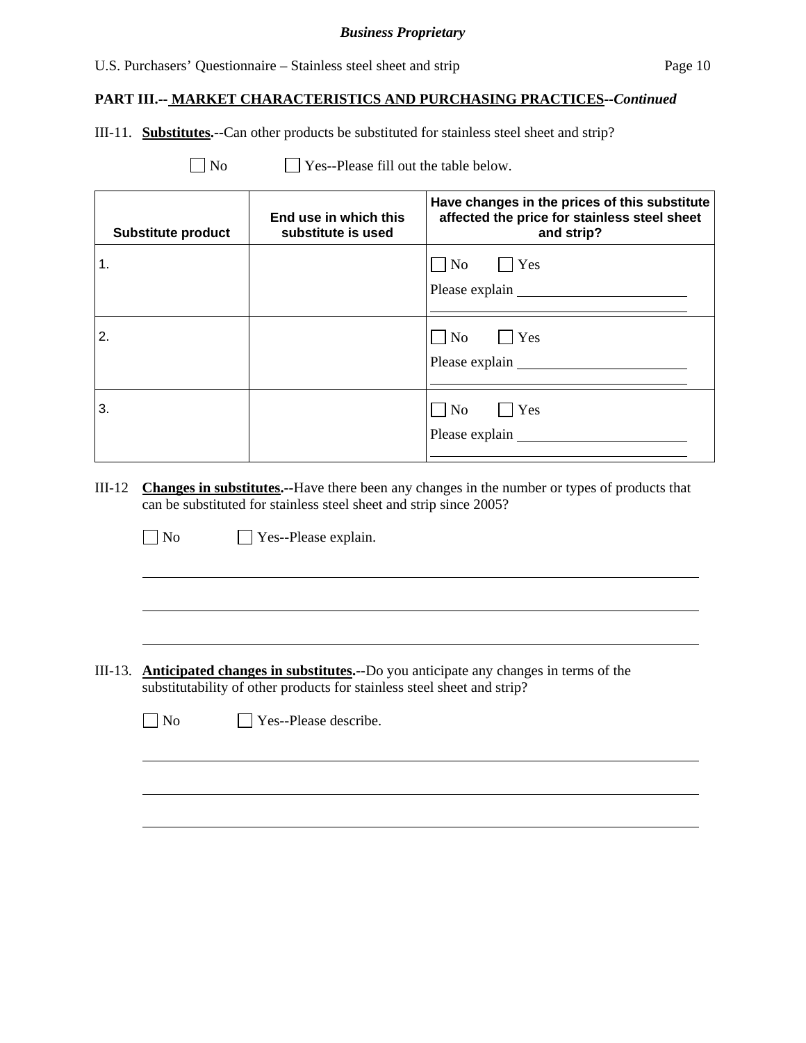**PART III.-- MARKET CHARACTERISTICS AND PURCHASING PRACTICES--*Continued***

III-11. **Substitutes.--**Can other products be substituted for stainless steel sheet and strip?

☐ No ☐ Yes--Please fill out the table below.

| Substitute product | End use in which this substitute is used | Have changes in the prices of this substitute affected the price for stainless steel sheet and strip? |
|---|---|---|
| 1. | | ☐ No ☐ Yes<br>Please explain ______________ |
| 2. | | ☐ No ☐ Yes<br>Please explain ______________ |
| 3. | | ☐ No ☐ Yes<br>Please explain ______________ |

III-12 **Changes in substitutes.--**Have there been any changes in the number or types of products that can be substituted for stainless steel sheet and strip since 2005?

☐ No ☐ Yes--Please explain.

______________________________________________________________________

______________________________________________________________________

______________________________________________________________________

III-13. **Anticipated changes in substitutes.--**Do you anticipate any changes in terms of the substitutability of other products for stainless steel sheet and strip?

☐ No ☐ Yes--Please describe.

______________________________________________________________________

______________________________________________________________________

______________________________________________________________________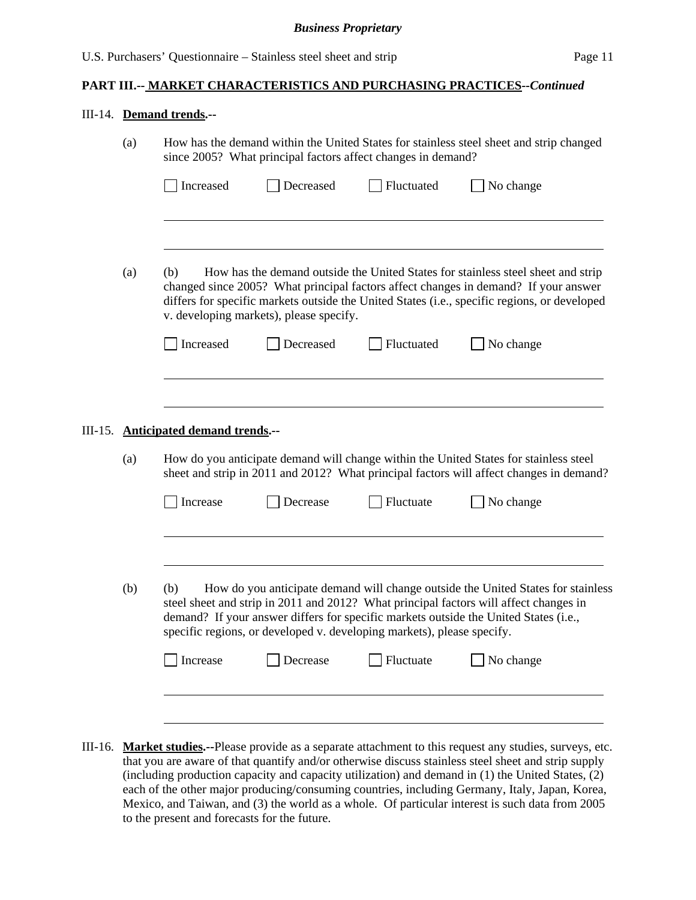**PART III.-- MARKET CHARACTERISTICS AND PURCHASING PRACTICES--*Continued***

III-14. **Demand trends.--**

(a) How has the demand within the United States for stainless steel sheet and strip changed since 2005? What principal factors affect changes in demand?

☐ Increased ☐ Decreased ☐ Fluctuated ☐ No change

______________________________________________________________________

______________________________________________________________________

(a) (b) How has the demand outside the United States for stainless steel sheet and strip changed since 2005? What principal factors affect changes in demand? If your answer differs for specific markets outside the United States (i.e., specific regions, or developed v. developing markets), please specify.

☐ Increased ☐ Decreased ☐ Fluctuated ☐ No change

______________________________________________________________________

______________________________________________________________________

III-15. **Anticipated demand trends.--**

(a) How do you anticipate demand will change within the United States for stainless steel sheet and strip in 2011 and 2012? What principal factors will affect changes in demand?

☐ Increase ☐ Decrease ☐ Fluctuate ☐ No change

______________________________________________________________________

______________________________________________________________________

(b) (b) How do you anticipate demand will change outside the United States for stainless steel sheet and strip in 2011 and 2012? What principal factors will affect changes in demand? If your answer differs for specific markets outside the United States (i.e., specific regions, or developed v. developing markets), please specify.

☐ Increase ☐ Decrease ☐ Fluctuate ☐ No change

______________________________________________________________________

______________________________________________________________________

III-16. **Market studies.--**Please provide as a separate attachment to this request any studies, surveys, etc. that you are aware of that quantify and/or otherwise discuss stainless steel sheet and strip supply (including production capacity and capacity utilization) and demand in (1) the United States, (2) each of the other major producing/consuming countries, including Germany, Italy, Japan, Korea, Mexico, and Taiwan, and (3) the world as a whole. Of particular interest is such data from 2005 to the present and forecasts for the future.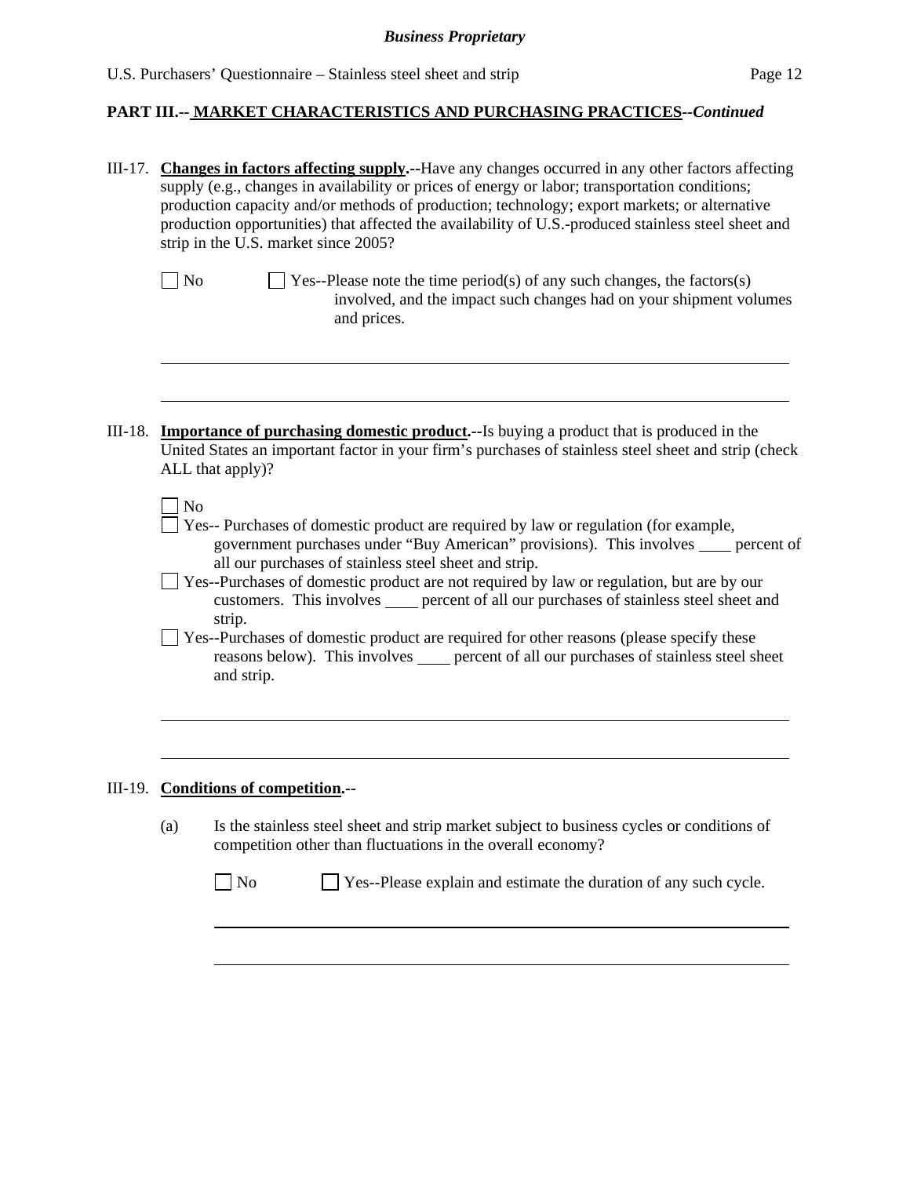**PART III.-- MARKET CHARACTERISTICS AND PURCHASING PRACTICES--*Continued***

III-17. **Changes in factors affecting supply.--**Have any changes occurred in any other factors affecting supply (e.g., changes in availability or prices of energy or labor; transportation conditions; production capacity and/or methods of production; technology; export markets; or alternative production opportunities) that affected the availability of U.S.-produced stainless steel sheet and strip in the U.S. market since 2005?

☐ No ☐ Yes--Please note the time period(s) of any such changes, the factors(s) involved, and the impact such changes had on your shipment volumes and prices.

\_\_\_\_\_\_\_\_\_\_\_\_\_\_\_\_\_\_\_\_\_\_\_\_\_\_\_\_\_\_\_\_\_\_\_\_\_\_\_\_\_\_\_\_\_\_\_\_\_\_\_\_\_\_\_\_\_\_\_\_\_\_\_\_

\_\_\_\_\_\_\_\_\_\_\_\_\_\_\_\_\_\_\_\_\_\_\_\_\_\_\_\_\_\_\_\_\_\_\_\_\_\_\_\_\_\_\_\_\_\_\_\_\_\_\_\_\_\_\_\_\_\_\_\_\_\_\_\_

III-18. **Importance of purchasing domestic product.--**Is buying a product that is produced in the United States an important factor in your firm's purchases of stainless steel sheet and strip (check ALL that apply)?

☐ No

☐ Yes-- Purchases of domestic product are required by law or regulation (for example, government purchases under "Buy American" provisions). This involves \_\_\_\_ percent of all our purchases of stainless steel sheet and strip.

☐ Yes--Purchases of domestic product are not required by law or regulation, but are by our customers. This involves \_\_\_\_ percent of all our purchases of stainless steel sheet and strip.

☐ Yes--Purchases of domestic product are required for other reasons (please specify these reasons below). This involves \_\_\_\_ percent of all our purchases of stainless steel sheet and strip.

\_\_\_\_\_\_\_\_\_\_\_\_\_\_\_\_\_\_\_\_\_\_\_\_\_\_\_\_\_\_\_\_\_\_\_\_\_\_\_\_\_\_\_\_\_\_\_\_\_\_\_\_\_\_\_\_\_\_\_\_\_\_\_\_

\_\_\_\_\_\_\_\_\_\_\_\_\_\_\_\_\_\_\_\_\_\_\_\_\_\_\_\_\_\_\_\_\_\_\_\_\_\_\_\_\_\_\_\_\_\_\_\_\_\_\_\_\_\_\_\_\_\_\_\_\_\_\_\_

III-19. **Conditions of competition.--**

(a) Is the stainless steel sheet and strip market subject to business cycles or conditions of competition other than fluctuations in the overall economy?

☐ No ☐ Yes--Please explain and estimate the duration of any such cycle.

\_\_\_\_\_\_\_\_\_\_\_\_\_\_\_\_\_\_\_\_\_\_\_\_\_\_\_\_\_\_\_\_\_\_\_\_\_\_\_\_\_\_\_\_\_\_\_\_\_\_\_\_\_\_\_\_\_\_\_\_\_\_\_\_

\_\_\_\_\_\_\_\_\_\_\_\_\_\_\_\_\_\_\_\_\_\_\_\_\_\_\_\_\_\_\_\_\_\_\_\_\_\_\_\_\_\_\_\_\_\_\_\_\_\_\_\_\_\_\_\_\_\_\_\_\_\_\_\_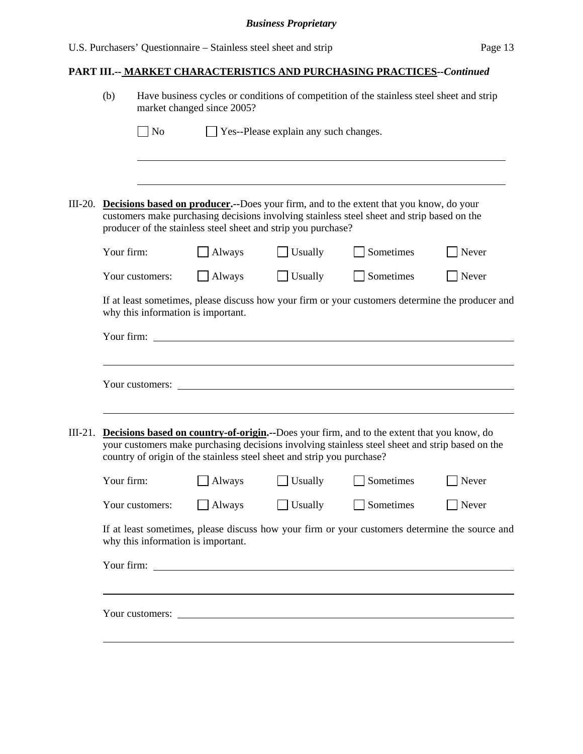**PART III.-- MARKET CHARACTERISTICS AND PURCHASING PRACTICES--*Continued***

(b) Have business cycles or conditions of competition of the stainless steel sheet and strip market changed since 2005?

☐ No ☐ Yes--Please explain any such changes.

\_\_\_\_\_\_\_\_\_\_\_\_\_\_\_\_\_\_\_\_\_\_\_\_\_\_\_\_\_\_\_\_\_\_\_\_\_\_\_\_\_\_\_\_\_\_\_\_\_\_\_\_\_\_\_\_\_\_\_\_

\_\_\_\_\_\_\_\_\_\_\_\_\_\_\_\_\_\_\_\_\_\_\_\_\_\_\_\_\_\_\_\_\_\_\_\_\_\_\_\_\_\_\_\_\_\_\_\_\_\_\_\_\_\_\_\_\_\_\_\_

III-20. **Decisions based on producer.**--Does your firm, and to the extent that you know, do your customers make purchasing decisions involving stainless steel sheet and strip based on the producer of the stainless steel sheet and strip you purchase?

| | | | | |
|---|---|---|---|---|
| Your firm: | ☐ Always | ☐ Usually | ☐ Sometimes | ☐ Never |
| Your customers: | ☐ Always | ☐ Usually | ☐ Sometimes | ☐ Never |

If at least sometimes, please discuss how your firm or your customers determine the producer and why this information is important.

Your firm: \_\_\_\_\_\_\_\_\_\_\_\_\_\_\_\_\_\_\_\_\_\_\_\_\_\_\_\_\_\_\_\_\_\_\_\_\_\_\_\_\_\_\_\_\_\_\_\_\_\_

\_\_\_\_\_\_\_\_\_\_\_\_\_\_\_\_\_\_\_\_\_\_\_\_\_\_\_\_\_\_\_\_\_\_\_\_\_\_\_\_\_\_\_\_\_\_\_\_\_\_\_\_\_\_\_\_\_\_\_\_

Your customers: \_\_\_\_\_\_\_\_\_\_\_\_\_\_\_\_\_\_\_\_\_\_\_\_\_\_\_\_\_\_\_\_\_\_\_\_\_\_\_\_\_\_\_\_\_\_\_\_

\_\_\_\_\_\_\_\_\_\_\_\_\_\_\_\_\_\_\_\_\_\_\_\_\_\_\_\_\_\_\_\_\_\_\_\_\_\_\_\_\_\_\_\_\_\_\_\_\_\_\_\_\_\_\_\_\_\_\_\_

III-21. **Decisions based on country-of-origin.**--Does your firm, and to the extent that you know, do your customers make purchasing decisions involving stainless steel sheet and strip based on the country of origin of the stainless steel sheet and strip you purchase?

| | | | | |
|---|---|---|---|---|
| Your firm: | ☐ Always | ☐ Usually | ☐ Sometimes | ☐ Never |
| Your customers: | ☐ Always | ☐ Usually | ☐ Sometimes | ☐ Never |

If at least sometimes, please discuss how your firm or your customers determine the source and why this information is important.

Your firm: \_\_\_\_\_\_\_\_\_\_\_\_\_\_\_\_\_\_\_\_\_\_\_\_\_\_\_\_\_\_\_\_\_\_\_\_\_\_\_\_\_\_\_\_\_\_\_\_\_\_

\_\_\_\_\_\_\_\_\_\_\_\_\_\_\_\_\_\_\_\_\_\_\_\_\_\_\_\_\_\_\_\_\_\_\_\_\_\_\_\_\_\_\_\_\_\_\_\_\_\_\_\_\_\_\_\_\_\_\_\_

Your customers: \_\_\_\_\_\_\_\_\_\_\_\_\_\_\_\_\_\_\_\_\_\_\_\_\_\_\_\_\_\_\_\_\_\_\_\_\_\_\_\_\_\_\_\_\_\_\_\_

\_\_\_\_\_\_\_\_\_\_\_\_\_\_\_\_\_\_\_\_\_\_\_\_\_\_\_\_\_\_\_\_\_\_\_\_\_\_\_\_\_\_\_\_\_\_\_\_\_\_\_\_\_\_\_\_\_\_\_\_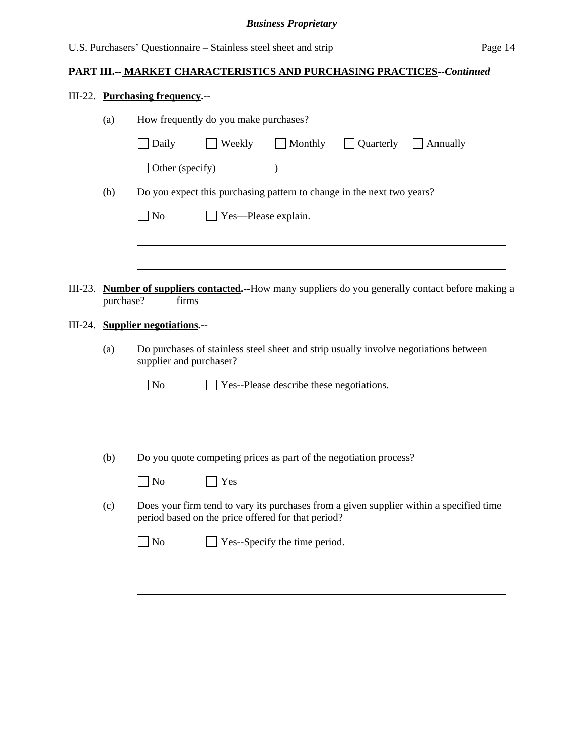## PART III.-- MARKET CHARACTERISTICS AND PURCHASING PRACTICES--*Continued*

III-22. **Purchasing frequency.--**

(a) How frequently do you make purchases?

☐ Daily ☐ Weekly ☐ Monthly ☐ Quarterly ☐ Annually

☐ Other (specify) __________)

(b) Do you expect this purchasing pattern to change in the next two years?

☐ No ☐ Yes—Please explain.

______________________________________________________________________

______________________________________________________________________

III-23. **Number of suppliers contacted.--**How many suppliers do you generally contact before making a purchase? _____ firms

III-24. **Supplier negotiations.--**

(a) Do purchases of stainless steel sheet and strip usually involve negotiations between supplier and purchaser?

☐ No ☐ Yes--Please describe these negotiations.

______________________________________________________________________

______________________________________________________________________

(b) Do you quote competing prices as part of the negotiation process?

☐ No ☐ Yes

(c) Does your firm tend to vary its purchases from a given supplier within a specified time period based on the price offered for that period?

☐ No ☐ Yes--Specify the time period.

______________________________________________________________________

______________________________________________________________________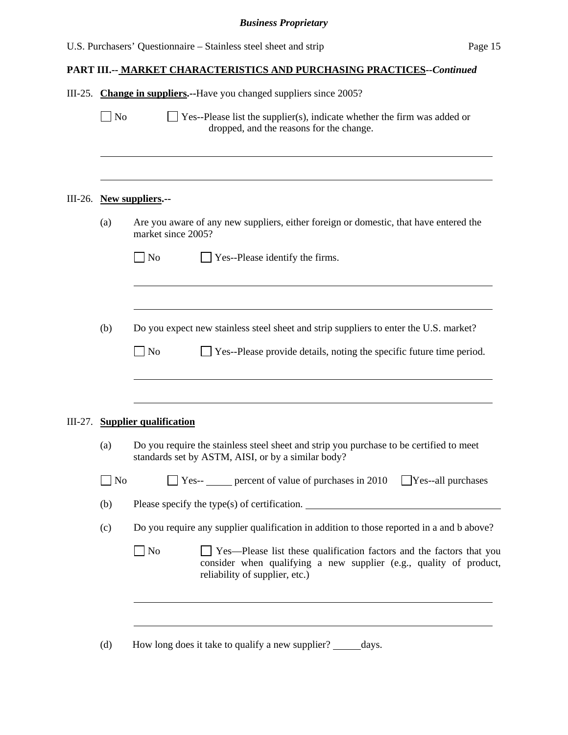**PART III.-- MARKET CHARACTERISTICS AND PURCHASING PRACTICES--*Continued***

III-25. **Change in suppliers.--**Have you changed suppliers since 2005?

☐ No ☐ Yes--Please list the supplier(s), indicate whether the firm was added or dropped, and the reasons for the change.

\_\_\_\_\_\_\_\_\_\_\_\_\_\_\_\_\_\_\_\_\_\_\_\_\_\_\_\_\_\_\_\_\_\_\_\_\_\_\_\_\_\_\_\_\_\_\_\_\_\_\_\_\_\_\_\_\_\_\_\_\_\_\_\_\_\_\_\_\_\_\_\_

\_\_\_\_\_\_\_\_\_\_\_\_\_\_\_\_\_\_\_\_\_\_\_\_\_\_\_\_\_\_\_\_\_\_\_\_\_\_\_\_\_\_\_\_\_\_\_\_\_\_\_\_\_\_\_\_\_\_\_\_\_\_\_\_\_\_\_\_\_\_\_\_

III-26. **New suppliers.--**

(a) Are you aware of any new suppliers, either foreign or domestic, that have entered the market since 2005?

☐ No ☐ Yes--Please identify the firms.

\_\_\_\_\_\_\_\_\_\_\_\_\_\_\_\_\_\_\_\_\_\_\_\_\_\_\_\_\_\_\_\_\_\_\_\_\_\_\_\_\_\_\_\_\_\_\_\_\_\_\_\_\_\_\_\_\_\_\_\_\_\_\_\_\_\_\_\_\_\_\_\_

\_\_\_\_\_\_\_\_\_\_\_\_\_\_\_\_\_\_\_\_\_\_\_\_\_\_\_\_\_\_\_\_\_\_\_\_\_\_\_\_\_\_\_\_\_\_\_\_\_\_\_\_\_\_\_\_\_\_\_\_\_\_\_\_\_\_\_\_\_\_\_\_

(b) Do you expect new stainless steel sheet and strip suppliers to enter the U.S. market?

☐ No ☐ Yes--Please provide details, noting the specific future time period.

\_\_\_\_\_\_\_\_\_\_\_\_\_\_\_\_\_\_\_\_\_\_\_\_\_\_\_\_\_\_\_\_\_\_\_\_\_\_\_\_\_\_\_\_\_\_\_\_\_\_\_\_\_\_\_\_\_\_\_\_\_\_\_\_\_\_\_\_\_\_\_\_

\_\_\_\_\_\_\_\_\_\_\_\_\_\_\_\_\_\_\_\_\_\_\_\_\_\_\_\_\_\_\_\_\_\_\_\_\_\_\_\_\_\_\_\_\_\_\_\_\_\_\_\_\_\_\_\_\_\_\_\_\_\_\_\_\_\_\_\_\_\_\_\_

III-27. **Supplier qualification**

(a) Do you require the stainless steel sheet and strip you purchase to be certified to meet standards set by ASTM, AISI, or by a similar body?

☐ No ☐ Yes-- \_\_\_\_\_ percent of value of purchases in 2010 ☐ Yes--all purchases

(b) Please specify the type(s) of certification. \_\_\_\_\_\_\_\_\_\_\_\_\_\_\_\_\_\_\_\_\_\_\_\_\_\_\_\_\_\_\_\_\_\_\_\_\_\_

(c) Do you require any supplier qualification in addition to those reported in a and b above?

☐ No ☐ Yes—Please list these qualification factors and the factors that you consider when qualifying a new supplier (e.g., quality of product, reliability of supplier, etc.)

\_\_\_\_\_\_\_\_\_\_\_\_\_\_\_\_\_\_\_\_\_\_\_\_\_\_\_\_\_\_\_\_\_\_\_\_\_\_\_\_\_\_\_\_\_\_\_\_\_\_\_\_\_\_\_\_\_\_\_\_\_\_\_\_\_\_\_\_\_\_\_\_

\_\_\_\_\_\_\_\_\_\_\_\_\_\_\_\_\_\_\_\_\_\_\_\_\_\_\_\_\_\_\_\_\_\_\_\_\_\_\_\_\_\_\_\_\_\_\_\_\_\_\_\_\_\_\_\_\_\_\_\_\_\_\_\_\_\_\_\_\_\_\_\_

(d) How long does it take to qualify a new supplier? \_\_\_\_\_days.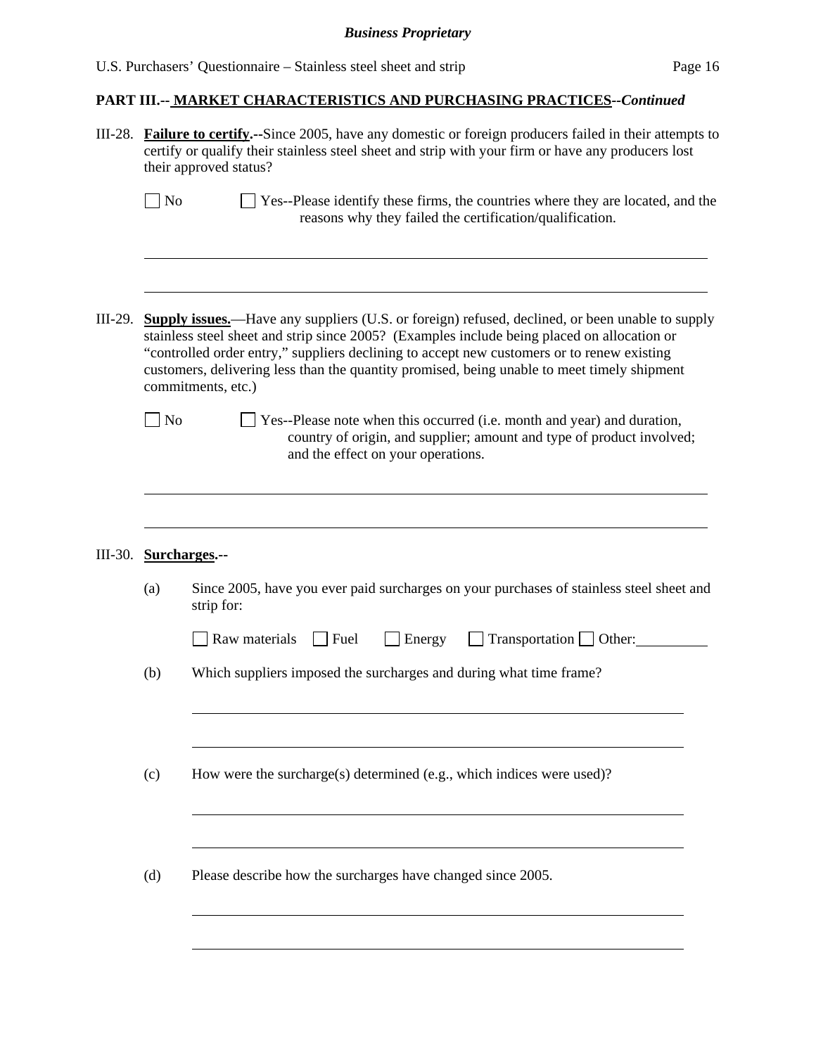**PART III.-- MARKET CHARACTERISTICS AND PURCHASING PRACTICES--*Continued***

III-28. **Failure to certify.--**Since 2005, have any domestic or foreign producers failed in their attempts to certify or qualify their stainless steel sheet and strip with your firm or have any producers lost their approved status?

☐ No ☐ Yes--Please identify these firms, the countries where they are located, and the reasons why they failed the certification/qualification.

______________________________________________________________________

______________________________________________________________________

III-29. **Supply issues.**—Have any suppliers (U.S. or foreign) refused, declined, or been unable to supply stainless steel sheet and strip since 2005? (Examples include being placed on allocation or "controlled order entry," suppliers declining to accept new customers or to renew existing customers, delivering less than the quantity promised, being unable to meet timely shipment commitments, etc.)

☐ No ☐ Yes--Please note when this occurred (i.e. month and year) and duration, country of origin, and supplier; amount and type of product involved; and the effect on your operations.

______________________________________________________________________

______________________________________________________________________

III-30. **Surcharges.--**

(a) Since 2005, have you ever paid surcharges on your purchases of stainless steel sheet and strip for:

☐ Raw materials ☐ Fuel ☐ Energy ☐ Transportation ☐ Other: __________

(b) Which suppliers imposed the surcharges and during what time frame?

______________________________________________________________________

______________________________________________________________________

(c) How were the surcharge(s) determined (e.g., which indices were used)?

______________________________________________________________________

______________________________________________________________________

(d) Please describe how the surcharges have changed since 2005.

______________________________________________________________________

______________________________________________________________________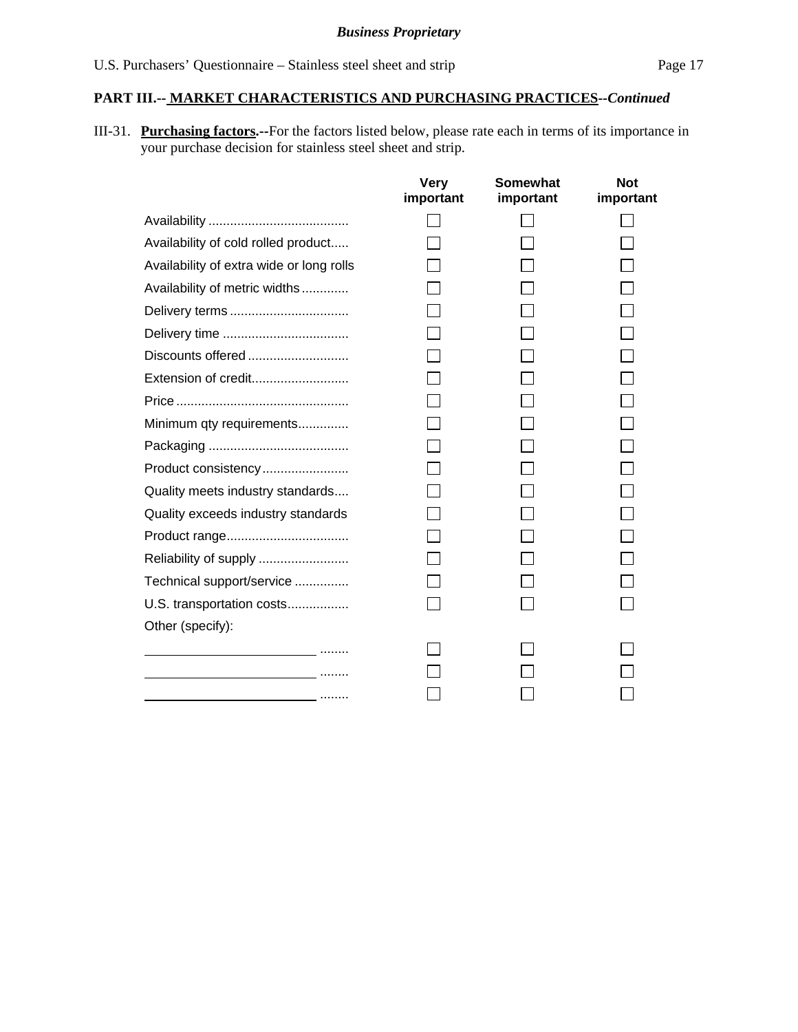*Business Proprietary*

## PART III.-- MARKET CHARACTERISTICS AND PURCHASING PRACTICES--*Continued*

III-31. **Purchasing factors.--**For the factors listed below, please rate each in terms of its importance in your purchase decision for stainless steel sheet and strip.

| | Very important | Somewhat important | Not important |
|---|---|---|---|
| Availability | ☐ | ☐ | ☐ |
| Availability of cold rolled product | ☐ | ☐ | ☐ |
| Availability of extra wide or long rolls | ☐ | ☐ | ☐ |
| Availability of metric widths | ☐ | ☐ | ☐ |
| Delivery terms | ☐ | ☐ | ☐ |
| Delivery time | ☐ | ☐ | ☐ |
| Discounts offered | ☐ | ☐ | ☐ |
| Extension of credit | ☐ | ☐ | ☐ |
| Price | ☐ | ☐ | ☐ |
| Minimum qty requirements | ☐ | ☐ | ☐ |
| Packaging | ☐ | ☐ | ☐ |
| Product consistency | ☐ | ☐ | ☐ |
| Quality meets industry standards | ☐ | ☐ | ☐ |
| Quality exceeds industry standards | ☐ | ☐ | ☐ |
| Product range | ☐ | ☐ | ☐ |
| Reliability of supply | ☐ | ☐ | ☐ |
| Technical support/service | ☐ | ☐ | ☐ |
| U.S. transportation costs | ☐ | ☐ | ☐ |
| Other (specify): | | | |
| ________________ | ☐ | ☐ | ☐ |
| ________________ | ☐ | ☐ | ☐ |
| ________________ | ☐ | ☐ | ☐ |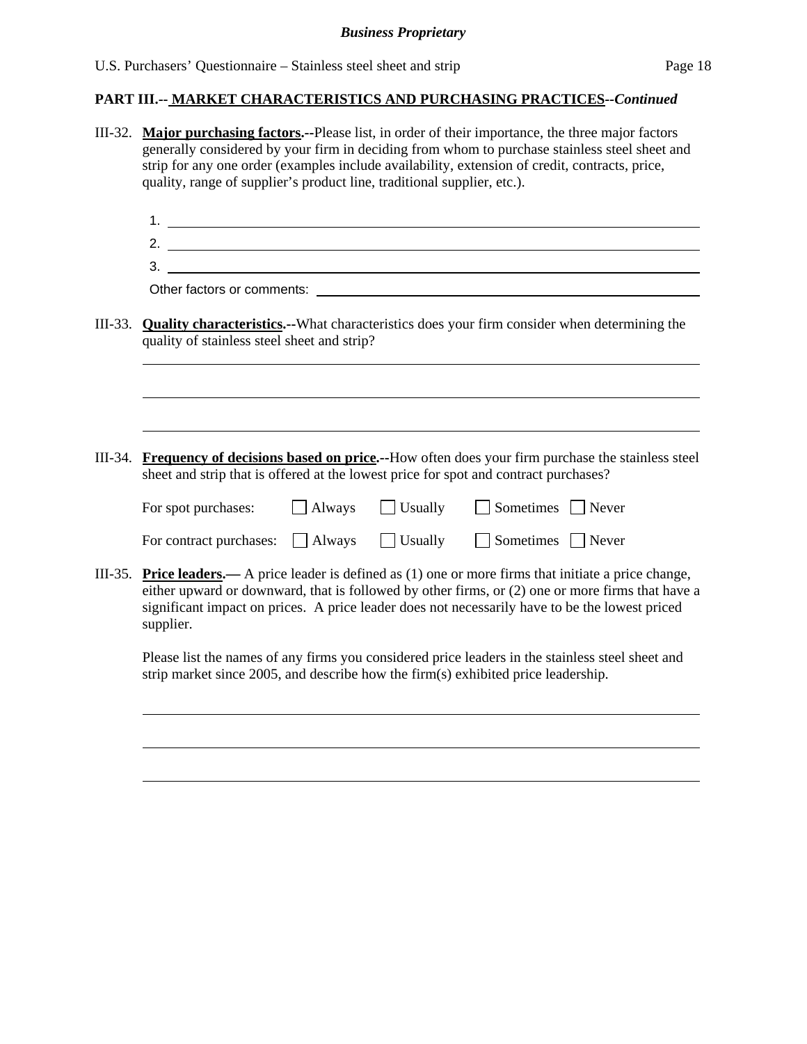**PART III.-- MARKETS CHARACTERISTICS AND PURCHASING PRACTICES--*Continued***

III-32. **Major purchasing factors.**--Please list, in order of their importance, the three major factors generally considered by your firm in deciding from whom to purchase stainless steel sheet and strip for any one order (examples include availability, extension of credit, contracts, price, quality, range of supplier's product line, traditional supplier, etc.).

1. \_\_\_\_\_\_\_\_\_\_\_\_\_\_\_\_\_\_\_\_\_\_\_\_\_\_\_\_\_\_\_\_\_\_\_\_\_\_\_\_
2. \_\_\_\_\_\_\_\_\_\_\_\_\_\_\_\_\_\_\_\_\_\_\_\_\_\_\_\_\_\_\_\_\_\_\_\_\_\_\_\_
3. \_\_\_\_\_\_\_\_\_\_\_\_\_\_\_\_\_\_\_\_\_\_\_\_\_\_\_\_\_\_\_\_\_\_\_\_\_\_\_\_

Other factors or comments: \_\_\_\_\_\_\_\_\_\_\_\_\_\_\_\_\_\_\_\_\_\_\_\_\_\_\_\_

III-33. **Quality characteristics.**--What characteristics does your firm consider when determining the quality of stainless steel sheet and strip?

\_\_\_\_\_\_\_\_\_\_\_\_\_\_\_\_\_\_\_\_\_\_\_\_\_\_\_\_\_\_\_\_\_\_\_\_\_\_\_\_

\_\_\_\_\_\_\_\_\_\_\_\_\_\_\_\_\_\_\_\_\_\_\_\_\_\_\_\_\_\_\_\_\_\_\_\_\_\_\_\_

\_\_\_\_\_\_\_\_\_\_\_\_\_\_\_\_\_\_\_\_\_\_\_\_\_\_\_\_\_\_\_\_\_\_\_\_\_\_\_\_

III-34. **Frequency of decisions based on price.**--How often does your firm purchase the stainless steel sheet and strip that is offered at the lowest price for spot and contract purchases?

For spot purchases: ☐ Always ☐ Usually ☐ Sometimes ☐ Never

For contract purchases: ☐ Always ☐ Usually ☐ Sometimes ☐ Never

III-35. **Price leaders.**— A price leader is defined as (1) one or more firms that initiate a price change, either upward or downward, that is followed by other firms, or (2) one or more firms that have a significant impact on prices. A price leader does not necessarily have to be the lowest priced supplier.

Please list the names of any firms you considered price leaders in the stainless steel sheet and strip market since 2005, and describe how the firm(s) exhibited price leadership.

\_\_\_\_\_\_\_\_\_\_\_\_\_\_\_\_\_\_\_\_\_\_\_\_\_\_\_\_\_\_\_\_\_\_\_\_\_\_\_\_

\_\_\_\_\_\_\_\_\_\_\_\_\_\_\_\_\_\_\_\_\_\_\_\_\_\_\_\_\_\_\_\_\_\_\_\_\_\_\_\_

\_\_\_\_\_\_\_\_\_\_\_\_\_\_\_\_\_\_\_\_\_\_\_\_\_\_\_\_\_\_\_\_\_\_\_\_\_\_\_\_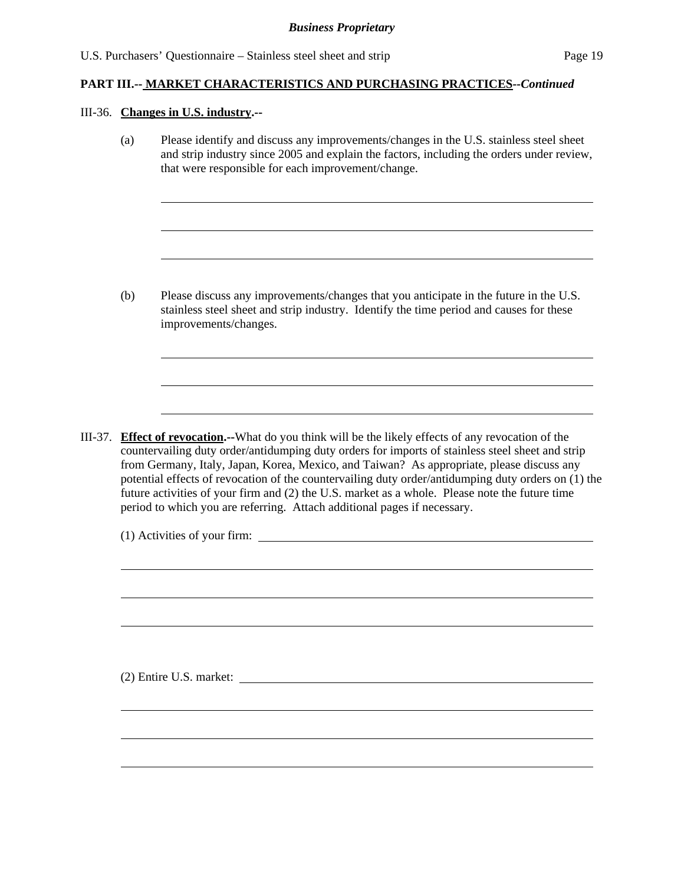**PART III.-- MARKET CHARACTERISTICS AND PURCHASING PRACTICES--*Continued***

III-36. **Changes in U.S. industry.--**

(a) Please identify and discuss any improvements/changes in the U.S. stainless steel sheet and strip industry since 2005 and explain the factors, including the orders under review, that were responsible for each improvement/change.

______________________________________________________________________

______________________________________________________________________

______________________________________________________________________

(b) Please discuss any improvements/changes that you anticipate in the future in the U.S. stainless steel sheet and strip industry. Identify the time period and causes for these improvements/changes.

______________________________________________________________________

______________________________________________________________________

______________________________________________________________________

III-37. **Effect of revocation.--**What do you think will be the likely effects of any revocation of the countervailing duty order/antidumping duty orders for imports of stainless steel sheet and strip from Germany, Italy, Japan, Korea, Mexico, and Taiwan? As appropriate, please discuss any potential effects of revocation of the countervailing duty order/antidumping duty orders on (1) the future activities of your firm and (2) the U.S. market as a whole. Please note the future time period to which you are referring. Attach additional pages if necessary.

(1) Activities of your firm: ______________________________________________________

______________________________________________________________________

______________________________________________________________________

______________________________________________________________________

(2) Entire U.S. market: ______________________________________________________

______________________________________________________________________

______________________________________________________________________

______________________________________________________________________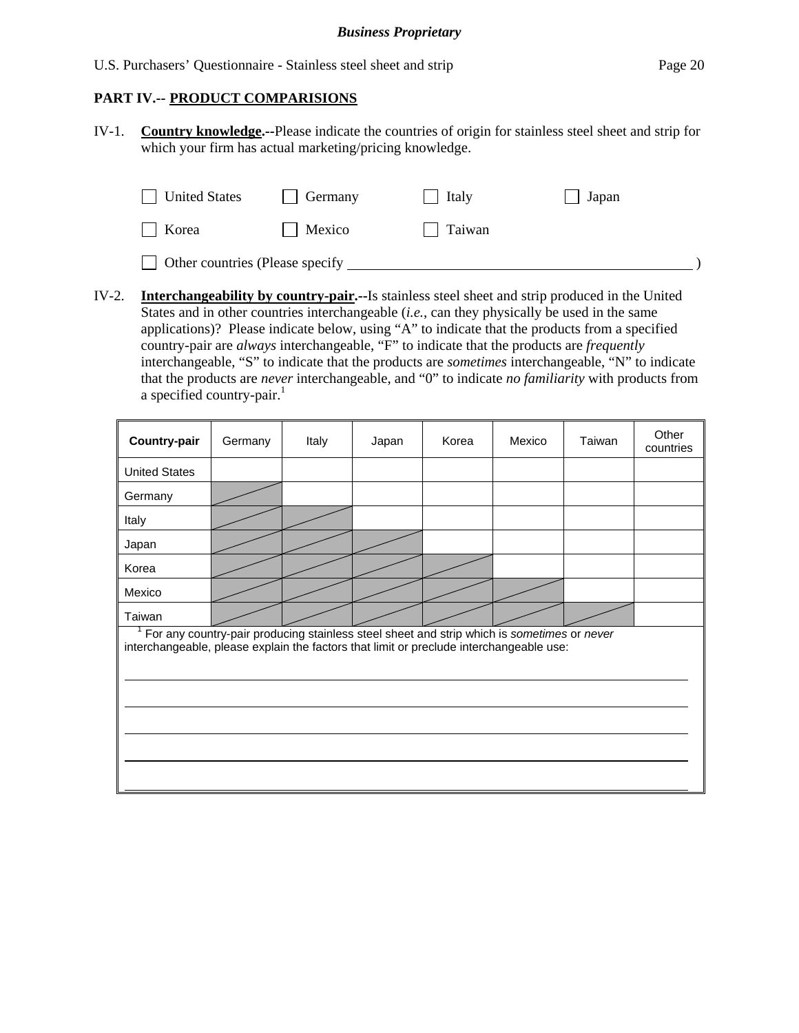**Business Proprietary**

U.S. Purchasers' Questionnaire - Stainless steel sheet and strip

## PART IV.-- PRODUCT COMPARISIONS

IV-1. **Country knowledge.**--Please indicate the countries of origin for stainless steel sheet and strip for which your firm has actual marketing/pricing knowledge.

☐ United States ☐ Germany ☐ Italy ☐ Japan

☐ Korea ☐ Mexico ☐ Taiwan

☐ Other countries (Please specify ________________________________ )

IV-2. **Interchangeability by country-pair.**--Is stainless steel sheet and strip produced in the United States and in other countries interchangeable (*i.e.*, can they physically be used in the same applications)? Please indicate below, using "A" to indicate that the products from a specified country-pair are *always* interchangeable, "F" to indicate that the products are *frequently* interchangeable, "S" to indicate that the products are *sometimes* interchangeable, "N" to indicate that the products are *never* interchangeable, and "0" to indicate *no familiarity* with products from a specified country-pair.[1]

| **Country-pair** | Germany | Italy | Japan | Korea | Mexico | Taiwan | Other countries |
|---|---|---|---|---|---|---|---|
| United States | | | | | | | |
| Germany | ▨ | | | | | | |
| Italy | ▨ | ▨ | | | | | |
| Japan | ▨ | ▨ | ▨ | | | | |
| Korea | ▨ | ▨ | ▨ | ▨ | | | |
| Mexico | ▨ | ▨ | ▨ | ▨ | ▨ | | |
| Taiwan | ▨ | ▨ | ▨ | ▨ | ▨ | ▨ | |

[1] For any country-pair producing stainless steel sheet and strip which is *sometimes* or *never* interchangeable, please explain the factors that limit or preclude interchangeable use:

______________________________________________________________________

______________________________________________________________________

______________________________________________________________________

______________________________________________________________________

______________________________________________________________________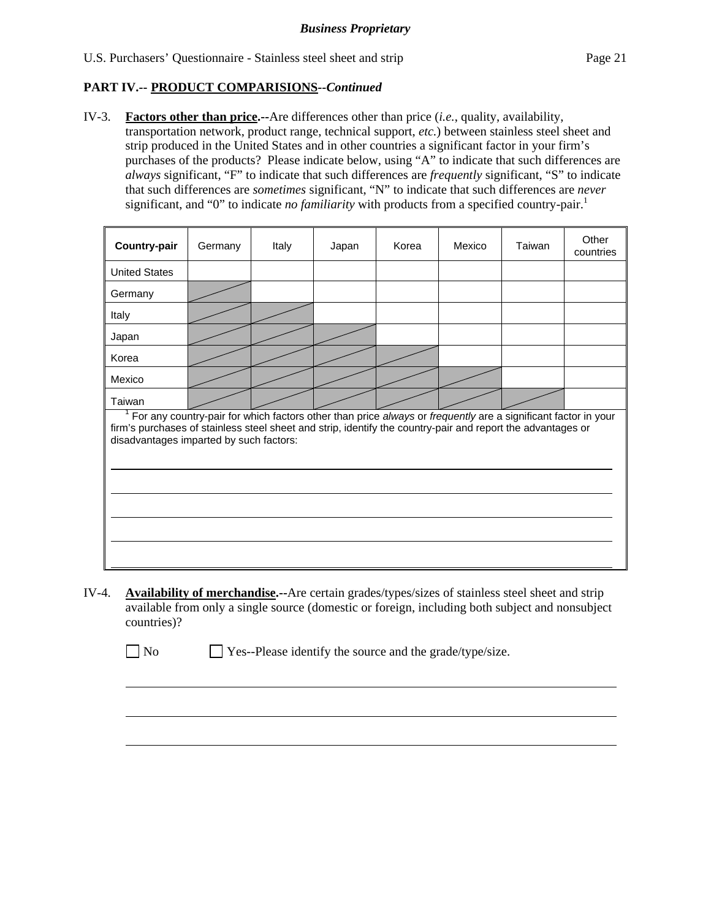**Business Proprietary**

U.S. Purchasers' Questionnaire - Stainless steel sheet and strip

## PART IV.-- PRODUCT COMPARISIONS--*Continued*

IV-3. **Factors other than price.--**Are differences other than price (*i.e.*, quality, availability, transportation network, product range, technical support, *etc.*) between stainless steel sheet and strip produced in the United States and in other countries a significant factor in your firm's purchases of the products? Please indicate below, using "A" to indicate that such differences are *always* significant, "F" to indicate that such differences are *frequently* significant, "S" to indicate that such differences are *sometimes* significant, "N" to indicate that such differences are *never* significant, and "0" to indicate *no familiarity* with products from a specified country-pair.[1]

| Country-pair | Germany | Italy | Japan | Korea | Mexico | Taiwan | Other countries |
|---|---|---|---|---|---|---|---|
| United States | | | | | | | |
| Germany | | | | | | | |
| Italy | | | | | | | |
| Japan | | | | | | | |
| Korea | | | | | | | |
| Mexico | | | | | | | |
| Taiwan | | | | | | | |

[1] For any country-pair for which factors other than price *always* or *frequently* are a significant factor in your firm's purchases of stainless steel sheet and strip, identify the country-pair and report the advantages or disadvantages imparted by such factors:

IV-4. **Availability of merchandise.--**Are certain grades/types/sizes of stainless steel sheet and strip available from only a single source (domestic or foreign, including both subject and nonsubject countries)?

☐ No ☐ Yes--Please identify the source and the grade/type/size.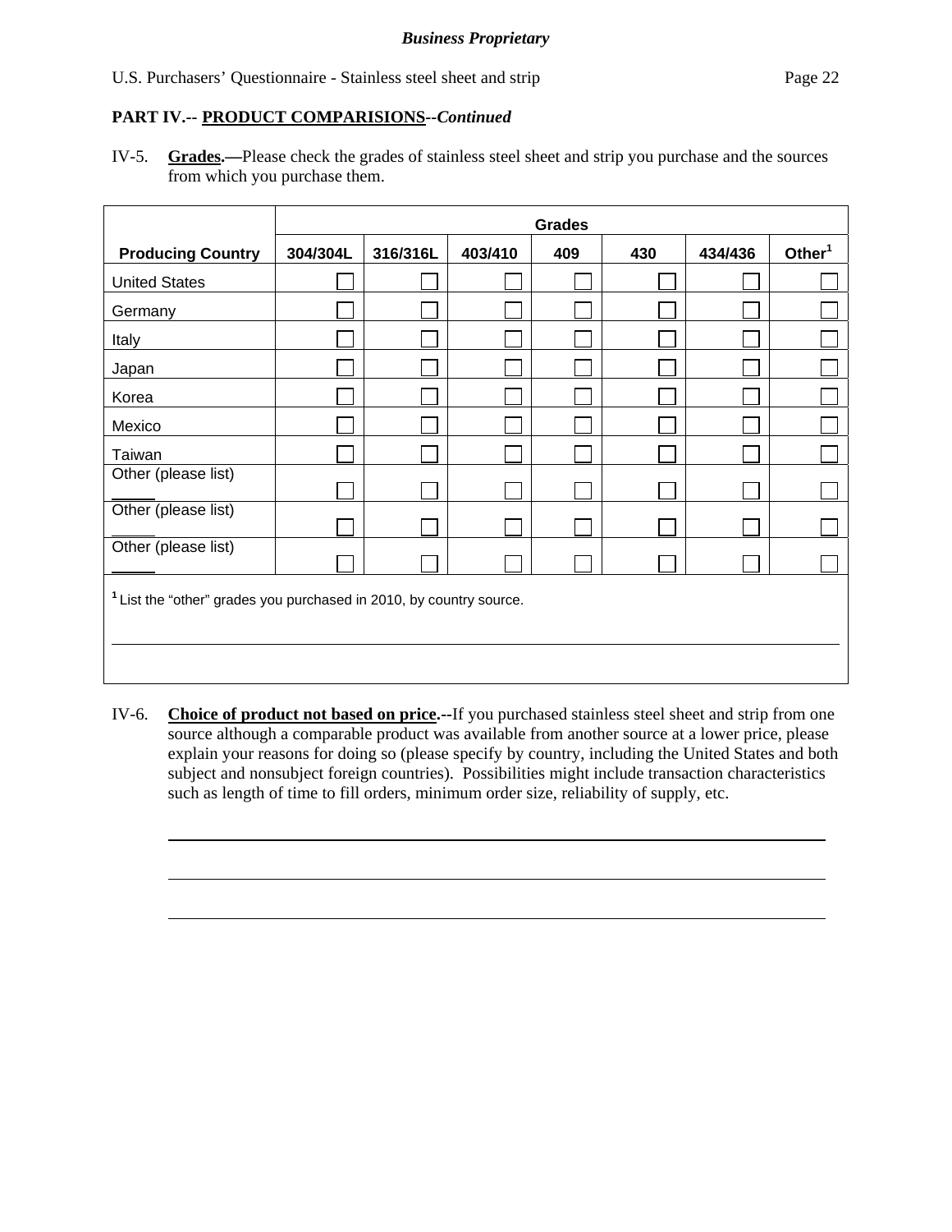*Business Proprietary*

## PART IV.-- PRODUCT COMPARISIONS--*Continued*

IV-5. **Grades.—**Please check the grades of stainless steel sheet and strip you purchase and the sources from which you purchase them.

| | Grades | | | | | | |
|---|---|---|---|---|---|---|---|
| **Producing Country** | **304/304L** | **316/316L** | **403/410** | **409** | **430** | **434/436** | **Other[1]** |
| United States | ☐ | ☐ | ☐ | ☐ | ☐ | ☐ | ☐ |
| Germany | ☐ | ☐ | ☐ | ☐ | ☐ | ☐ | ☐ |
| Italy | ☐ | ☐ | ☐ | ☐ | ☐ | ☐ | ☐ |
| Japan | ☐ | ☐ | ☐ | ☐ | ☐ | ☐ | ☐ |
| Korea | ☐ | ☐ | ☐ | ☐ | ☐ | ☐ | ☐ |
| Mexico | ☐ | ☐ | ☐ | ☐ | ☐ | ☐ | ☐ |
| Taiwan | ☐ | ☐ | ☐ | ☐ | ☐ | ☐ | ☐ |
| Other (please list) _____ | ☐ | ☐ | ☐ | ☐ | ☐ | ☐ | ☐ |
| Other (please list) _____ | ☐ | ☐ | ☐ | ☐ | ☐ | ☐ | ☐ |
| Other (please list) _____ | ☐ | ☐ | ☐ | ☐ | ☐ | ☐ | ☐ |

[1] List the "other" grades you purchased in 2010, by country source.

_______________________________________________

IV-6. **Choice of product not based on price.--**If you purchased stainless steel sheet and strip from one source although a comparable product was available from another source at a lower price, please explain your reasons for doing so (please specify by country, including the United States and both subject and nonsubject foreign countries). Possibilities might include transaction characteristics such as length of time to fill orders, minimum order size, reliability of supply, etc.

_______________________________________________

_______________________________________________

_______________________________________________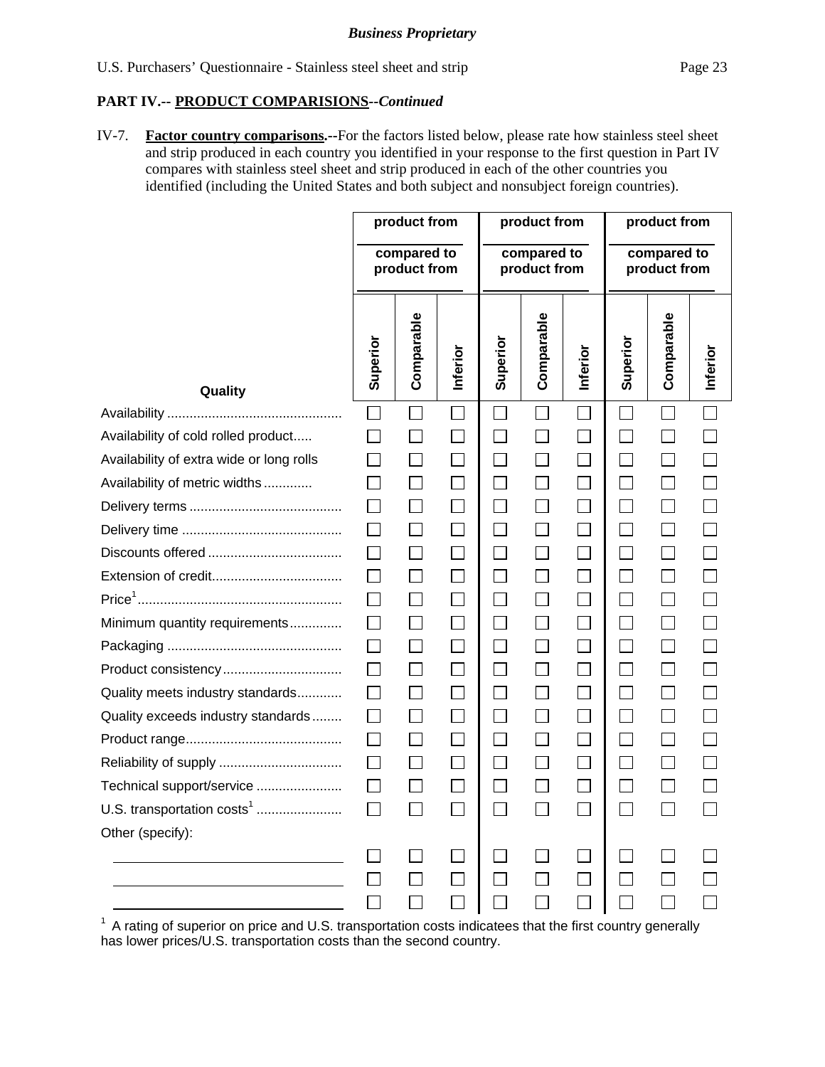*Business Proprietary*

U.S. Purchasers' Questionnaire - Stainless steel sheet and strip

## PART IV.-- PRODUCT COMPARISIONS--*Continued*

IV-7. **Factor country comparisons.--**For the factors listed below, please rate how stainless steel sheet and strip produced in each country you identified in your response to the first question in Part IV compares with stainless steel sheet and strip produced in each of the other countries you identified (including the United States and both subject and nonsubject foreign countries).

| | product from ______ compared to product from ______ | | | product from ______ compared to product from ______ | | | product from ______ compared to product from ______ | | |
|---|---|---|---|---|---|---|---|---|---|
| **Quality** | **Superior** | **Comparable** | **Inferior** | **Superior** | **Comparable** | **Inferior** | **Superior** | **Comparable** | **Inferior** |
| Availability | ☐ | ☐ | ☐ | ☐ | ☐ | ☐ | ☐ | ☐ | ☐ |
| Availability of cold rolled product | ☐ | ☐ | ☐ | ☐ | ☐ | ☐ | ☐ | ☐ | ☐ |
| Availability of extra wide or long rolls | ☐ | ☐ | ☐ | ☐ | ☐ | ☐ | ☐ | ☐ | ☐ |
| Availability of metric widths | ☐ | ☐ | ☐ | ☐ | ☐ | ☐ | ☐ | ☐ | ☐ |
| Delivery terms | ☐ | ☐ | ☐ | ☐ | ☐ | ☐ | ☐ | ☐ | ☐ |
| Delivery time | ☐ | ☐ | ☐ | ☐ | ☐ | ☐ | ☐ | ☐ | ☐ |
| Discounts offered | ☐ | ☐ | ☐ | ☐ | ☐ | ☐ | ☐ | ☐ | ☐ |
| Extension of credit | ☐ | ☐ | ☐ | ☐ | ☐ | ☐ | ☐ | ☐ | ☐ |
| Price[1] | ☐ | ☐ | ☐ | ☐ | ☐ | ☐ | ☐ | ☐ | ☐ |
| Minimum quantity requirements | ☐ | ☐ | ☐ | ☐ | ☐ | ☐ | ☐ | ☐ | ☐ |
| Packaging | ☐ | ☐ | ☐ | ☐ | ☐ | ☐ | ☐ | ☐ | ☐ |
| Product consistency | ☐ | ☐ | ☐ | ☐ | ☐ | ☐ | ☐ | ☐ | ☐ |
| Quality meets industry standards | ☐ | ☐ | ☐ | ☐ | ☐ | ☐ | ☐ | ☐ | ☐ |
| Quality exceeds industry standards | ☐ | ☐ | ☐ | ☐ | ☐ | ☐ | ☐ | ☐ | ☐ |
| Product range | ☐ | ☐ | ☐ | ☐ | ☐ | ☐ | ☐ | ☐ | ☐ |
| Reliability of supply | ☐ | ☐ | ☐ | ☐ | ☐ | ☐ | ☐ | ☐ | ☐ |
| Technical support/service | ☐ | ☐ | ☐ | ☐ | ☐ | ☐ | ☐ | ☐ | ☐ |
| U.S. transportation costs[1] | ☐ | ☐ | ☐ | ☐ | ☐ | ☐ | ☐ | ☐ | ☐ |
| Other (specify): | | | | | | | | | |
| ______________ | ☐ | ☐ | ☐ | ☐ | ☐ | ☐ | ☐ | ☐ | ☐ |
| ______________ | ☐ | ☐ | ☐ | ☐ | ☐ | ☐ | ☐ | ☐ | ☐ |
| ______________ | ☐ | ☐ | ☐ | ☐ | ☐ | ☐ | ☐ | ☐ | ☐ |

[1] A rating of superior on price and U.S. transportation costs indicatees that the first country generally has lower prices/U.S. transportation costs than the second country.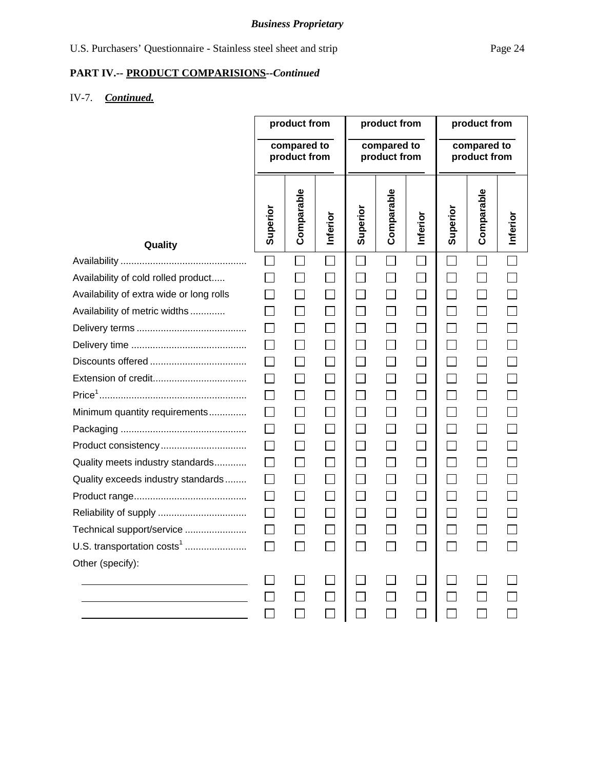*Business Proprietary*

U.S. Purchasers' Questionnaire - Stainless steel sheet and strip

**PART IV.-- PRODUCT COMPARISIONS--*Continued***

IV-7. ***Continued.***

| Quality | product from ______ compared to product from ______ | | | product from ______ compared to product from ______ | | | product from ______ compared to product from ______ | | |
|---|---|---|---|---|---|---|---|---|---|
| | Superior | Comparable | Inferior | Superior | Comparable | Inferior | Superior | Comparable | Inferior |
| Availability | ☐ | ☐ | ☐ | ☐ | ☐ | ☐ | ☐ | ☐ | ☐ |
| Availability of cold rolled product | ☐ | ☐ | ☐ | ☐ | ☐ | ☐ | ☐ | ☐ | ☐ |
| Availability of extra wide or long rolls | ☐ | ☐ | ☐ | ☐ | ☐ | ☐ | ☐ | ☐ | ☐ |
| Availability of metric widths | ☐ | ☐ | ☐ | ☐ | ☐ | ☐ | ☐ | ☐ | ☐ |
| Delivery terms | ☐ | ☐ | ☐ | ☐ | ☐ | ☐ | ☐ | ☐ | ☐ |
| Delivery time | ☐ | ☐ | ☐ | ☐ | ☐ | ☐ | ☐ | ☐ | ☐ |
| Discounts offered | ☐ | ☐ | ☐ | ☐ | ☐ | ☐ | ☐ | ☐ | ☐ |
| Extension of credit | ☐ | ☐ | ☐ | ☐ | ☐ | ☐ | ☐ | ☐ | ☐ |
| Price[1] | ☐ | ☐ | ☐ | ☐ | ☐ | ☐ | ☐ | ☐ | ☐ |
| Minimum quantity requirements | ☐ | ☐ | ☐ | ☐ | ☐ | ☐ | ☐ | ☐ | ☐ |
| Packaging | ☐ | ☐ | ☐ | ☐ | ☐ | ☐ | ☐ | ☐ | ☐ |
| Product consistency | ☐ | ☐ | ☐ | ☐ | ☐ | ☐ | ☐ | ☐ | ☐ |
| Quality meets industry standards | ☐ | ☐ | ☐ | ☐ | ☐ | ☐ | ☐ | ☐ | ☐ |
| Quality exceeds industry standards | ☐ | ☐ | ☐ | ☐ | ☐ | ☐ | ☐ | ☐ | ☐ |
| Product range | ☐ | ☐ | ☐ | ☐ | ☐ | ☐ | ☐ | ☐ | ☐ |
| Reliability of supply | ☐ | ☐ | ☐ | ☐ | ☐ | ☐ | ☐ | ☐ | ☐ |
| Technical support/service | ☐ | ☐ | ☐ | ☐ | ☐ | ☐ | ☐ | ☐ | ☐ |
| U.S. transportation costs[1] | ☐ | ☐ | ☐ | ☐ | ☐ | ☐ | ☐ | ☐ | ☐ |
| Other (specify): | | | | | | | | | |
| ______ | ☐ | ☐ | ☐ | ☐ | ☐ | ☐ | ☐ | ☐ | ☐ |
| ______ | ☐ | ☐ | ☐ | ☐ | ☐ | ☐ | ☐ | ☐ | ☐ |
| ______ | ☐ | ☐ | ☐ | ☐ | ☐ | ☐ | ☐ | ☐ | ☐ |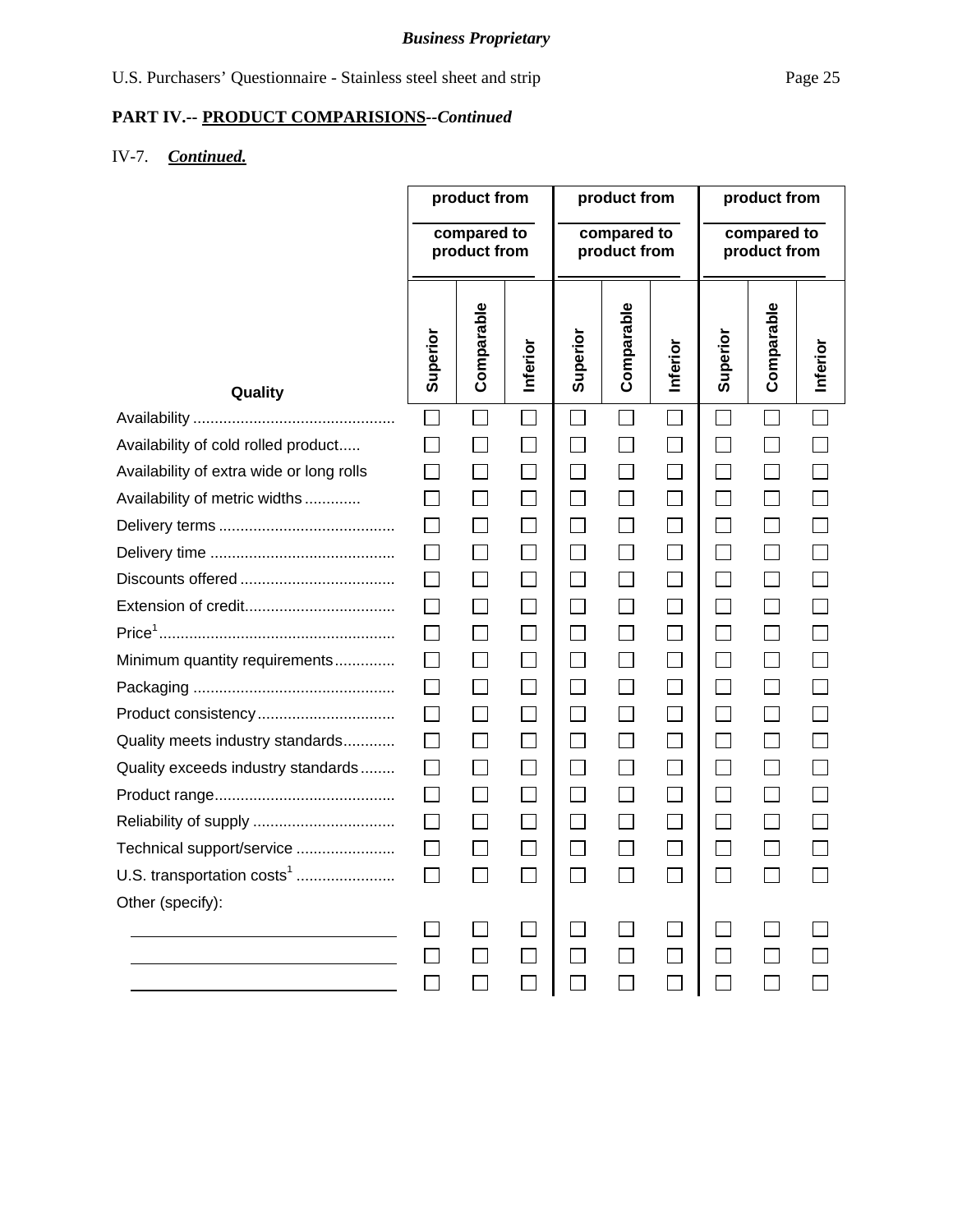*Business Proprietary*

U.S. Purchasers' Questionnaire - Stainless steel sheet and strip

**PART IV.-- <u>PRODUCT COMPARISIONS</u>--*Continued***

IV-7. ***<u>Continued.</u>***

| | product from ______ compared to product from ______ | | | product from ______ compared to product from ______ | | | product from ______ compared to product from ______ | | |
|---|---|---|---|---|---|---|---|---|---|
| **Quality** | **Superior** | **Comparable** | **Inferior** | **Superior** | **Comparable** | **Inferior** | **Superior** | **Comparable** | **Inferior** |
| Availability | ☐ | ☐ | ☐ | ☐ | ☐ | ☐ | ☐ | ☐ | ☐ |
| Availability of cold rolled product | ☐ | ☐ | ☐ | ☐ | ☐ | ☐ | ☐ | ☐ | ☐ |
| Availability of extra wide or long rolls | ☐ | ☐ | ☐ | ☐ | ☐ | ☐ | ☐ | ☐ | ☐ |
| Availability of metric widths | ☐ | ☐ | ☐ | ☐ | ☐ | ☐ | ☐ | ☐ | ☐ |
| Delivery terms | ☐ | ☐ | ☐ | ☐ | ☐ | ☐ | ☐ | ☐ | ☐ |
| Delivery time | ☐ | ☐ | ☐ | ☐ | ☐ | ☐ | ☐ | ☐ | ☐ |
| Discounts offered | ☐ | ☐ | ☐ | ☐ | ☐ | ☐ | ☐ | ☐ | ☐ |
| Extension of credit | ☐ | ☐ | ☐ | ☐ | ☐ | ☐ | ☐ | ☐ | ☐ |
| Price[1] | ☐ | ☐ | ☐ | ☐ | ☐ | ☐ | ☐ | ☐ | ☐ |
| Minimum quantity requirements | ☐ | ☐ | ☐ | ☐ | ☐ | ☐ | ☐ | ☐ | ☐ |
| Packaging | ☐ | ☐ | ☐ | ☐ | ☐ | ☐ | ☐ | ☐ | ☐ |
| Product consistency | ☐ | ☐ | ☐ | ☐ | ☐ | ☐ | ☐ | ☐ | ☐ |
| Quality meets industry standards | ☐ | ☐ | ☐ | ☐ | ☐ | ☐ | ☐ | ☐ | ☐ |
| Quality exceeds industry standards | ☐ | ☐ | ☐ | ☐ | ☐ | ☐ | ☐ | ☐ | ☐ |
| Product range | ☐ | ☐ | ☐ | ☐ | ☐ | ☐ | ☐ | ☐ | ☐ |
| Reliability of supply | ☐ | ☐ | ☐ | ☐ | ☐ | ☐ | ☐ | ☐ | ☐ |
| Technical support/service | ☐ | ☐ | ☐ | ☐ | ☐ | ☐ | ☐ | ☐ | ☐ |
| U.S. transportation costs[1] | ☐ | ☐ | ☐ | ☐ | ☐ | ☐ | ☐ | ☐ | ☐ |
| Other (specify): | | | | | | | | | |
| ______ | ☐ | ☐ | ☐ | ☐ | ☐ | ☐ | ☐ | ☐ | ☐ |
| ______ | ☐ | ☐ | ☐ | ☐ | ☐ | ☐ | ☐ | ☐ | ☐ |
| ______ | ☐ | ☐ | ☐ | ☐ | ☐ | ☐ | ☐ | ☐ | ☐ |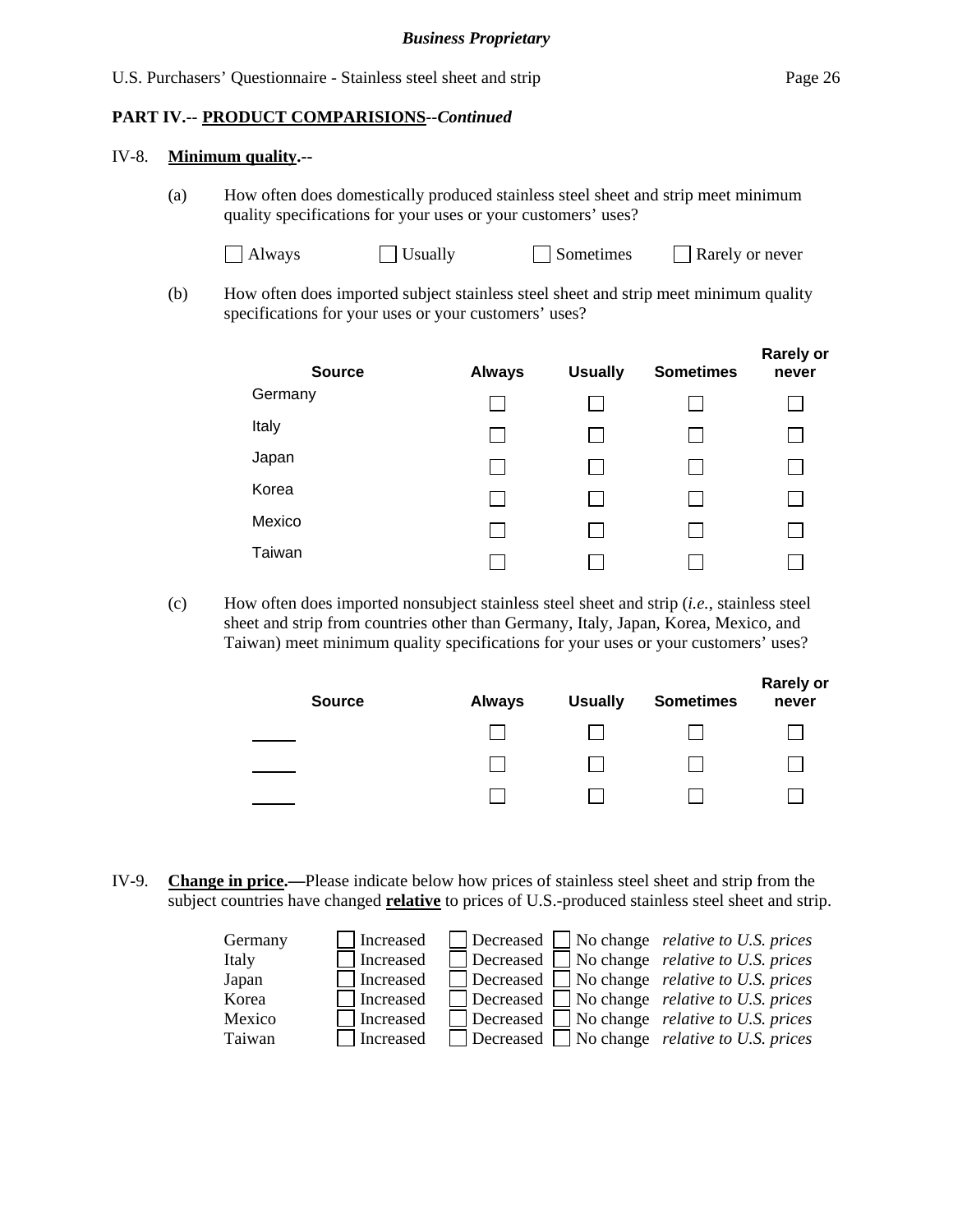**Business Proprietary**

U.S. Purchasers' Questionnaire - Stainless steel sheet and strip

**PART IV.-- PRODUCT COMPARISIONS--*Continued***

IV-8. **Minimum quality.--**

(a) How often does domestically produced stainless steel sheet and strip meet minimum quality specifications for your uses or your customers' uses?

☐ Always ☐ Usually ☐ Sometimes ☐ Rarely or never

(b) How often does imported subject stainless steel sheet and strip meet minimum quality specifications for your uses or your customers' uses?

| Source | Always | Usually | Sometimes | Rarely or never |
|---|---|---|---|---|
| Germany | ☐ | ☐ | ☐ | ☐ |
| Italy | ☐ | ☐ | ☐ | ☐ |
| Japan | ☐ | ☐ | ☐ | ☐ |
| Korea | ☐ | ☐ | ☐ | ☐ |
| Mexico | ☐ | ☐ | ☐ | ☐ |
| Taiwan | ☐ | ☐ | ☐ | ☐ |

(c) How often does imported nonsubject stainless steel sheet and strip (*i.e.*, stainless steel sheet and strip from countries other than Germany, Italy, Japan, Korea, Mexico, and Taiwan) meet minimum quality specifications for your uses or your customers' uses?

| Source | Always | Usually | Sometimes | Rarely or never |
|---|---|---|---|---|
| _____ | ☐ | ☐ | ☐ | ☐ |
| _____ | ☐ | ☐ | ☐ | ☐ |
| _____ | ☐ | ☐ | ☐ | ☐ |

IV-9. **Change in price.—**Please indicate below how prices of stainless steel sheet and strip from the subject countries have changed **relative** to prices of U.S.-produced stainless steel sheet and strip.

| | | | | |
|---|---|---|---|---|
| Germany | ☐ Increased | ☐ Decreased | ☐ No change | *relative to U.S. prices* |
| Italy | ☐ Increased | ☐ Decreased | ☐ No change | *relative to U.S. prices* |
| Japan | ☐ Increased | ☐ Decreased | ☐ No change | *relative to U.S. prices* |
| Korea | ☐ Increased | ☐ Decreased | ☐ No change | *relative to U.S. prices* |
| Mexico | ☐ Increased | ☐ Decreased | ☐ No change | *relative to U.S. prices* |
| Taiwan | ☐ Increased | ☐ Decreased | ☐ No change | *relative to U.S. prices* |